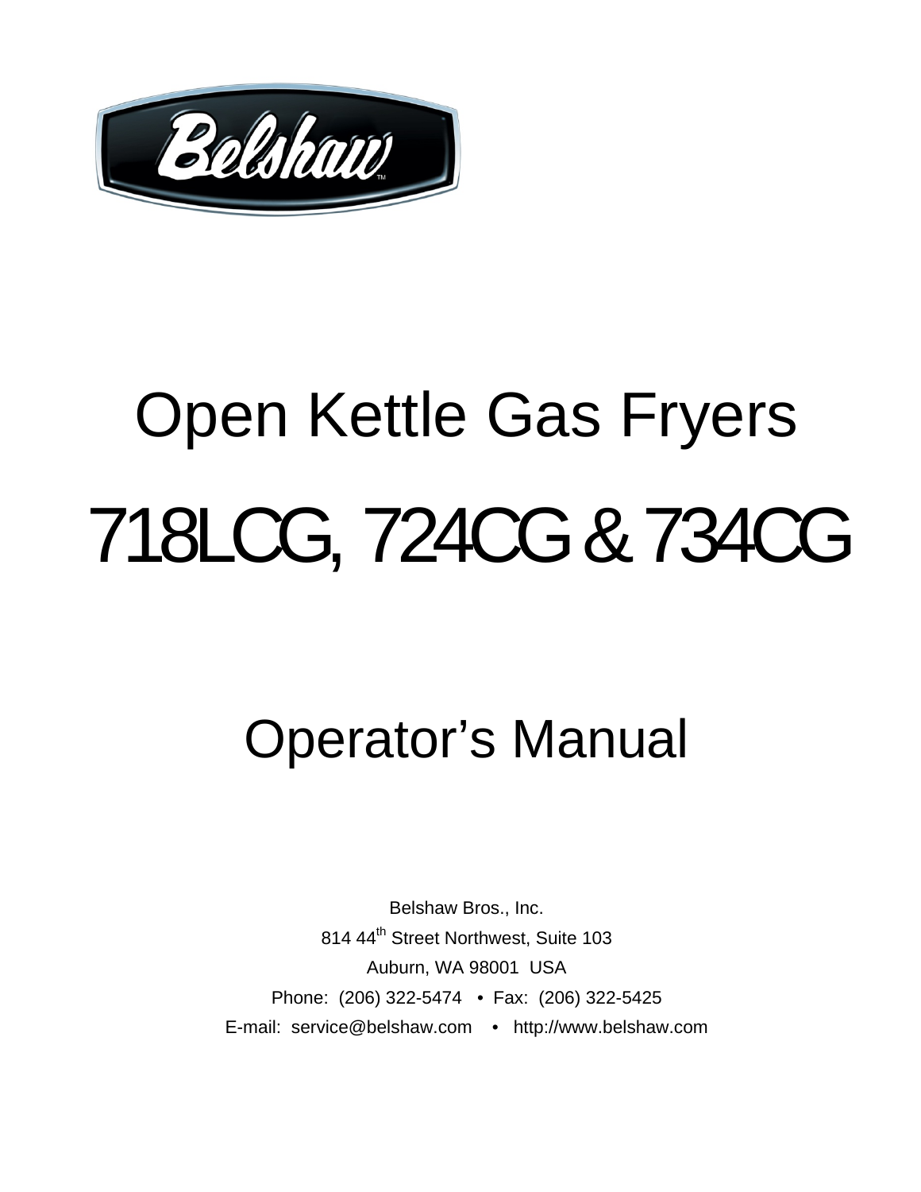Belshaw™

# Open Kettle Gas Fryers

# 718LCG, 724CG & 734CG

## Operator's Manual

Belshaw Bros., Inc.

814 44th Street Northwest, Suite 103

Auburn, WA 98001 USA

Phone: (206) 322-5474 • Fax: (206) 322-5425

E-mail: service@belshaw.com • http://www.belshaw.com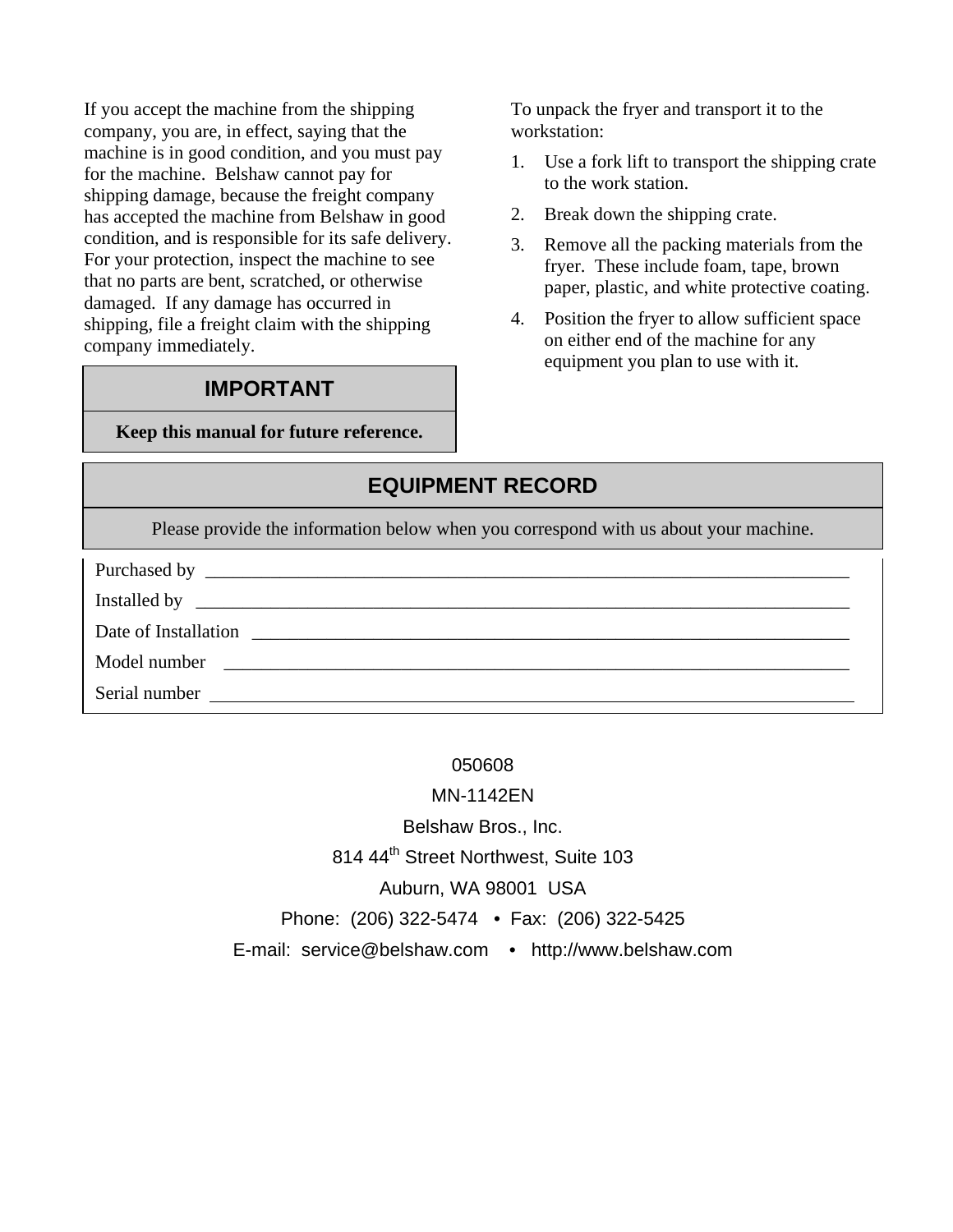If you accept the machine from the shipping company, you are, in effect, saying that the machine is in good condition, and you must pay for the machine. Belshaw cannot pay for shipping damage, because the freight company has accepted the machine from Belshaw in good condition, and is responsible for its safe delivery. For your protection, inspect the machine to see that no parts are bent, scratched, or otherwise damaged. If any damage has occurred in shipping, file a freight claim with the shipping company immediately.

| IMPORTANT |
|---|
| **Keep this manual for future reference.** |

To unpack the fryer and transport it to the workstation:

1. Use a fork lift to transport the shipping crate to the work station.
2. Break down the shipping crate.
3. Remove all the packing materials from the fryer. These include foam, tape, brown paper, plastic, and white protective coating.
4. Position the fryer to allow sufficient space on either end of the machine for any equipment you plan to use with it.

## EQUIPMENT RECORD

Please provide the information below when you correspond with us about your machine.

Purchased by ____________________________________________

Installed by ____________________________________________

Date of Installation ____________________________________________

Model number ____________________________________________

Serial number ____________________________________________

050608

MN-1142EN

Belshaw Bros., Inc.

814 44th Street Northwest, Suite 103

Auburn, WA 98001 USA

Phone: (206) 322-5474 • Fax: (206) 322-5425

E-mail: service@belshaw.com • http://www.belshaw.com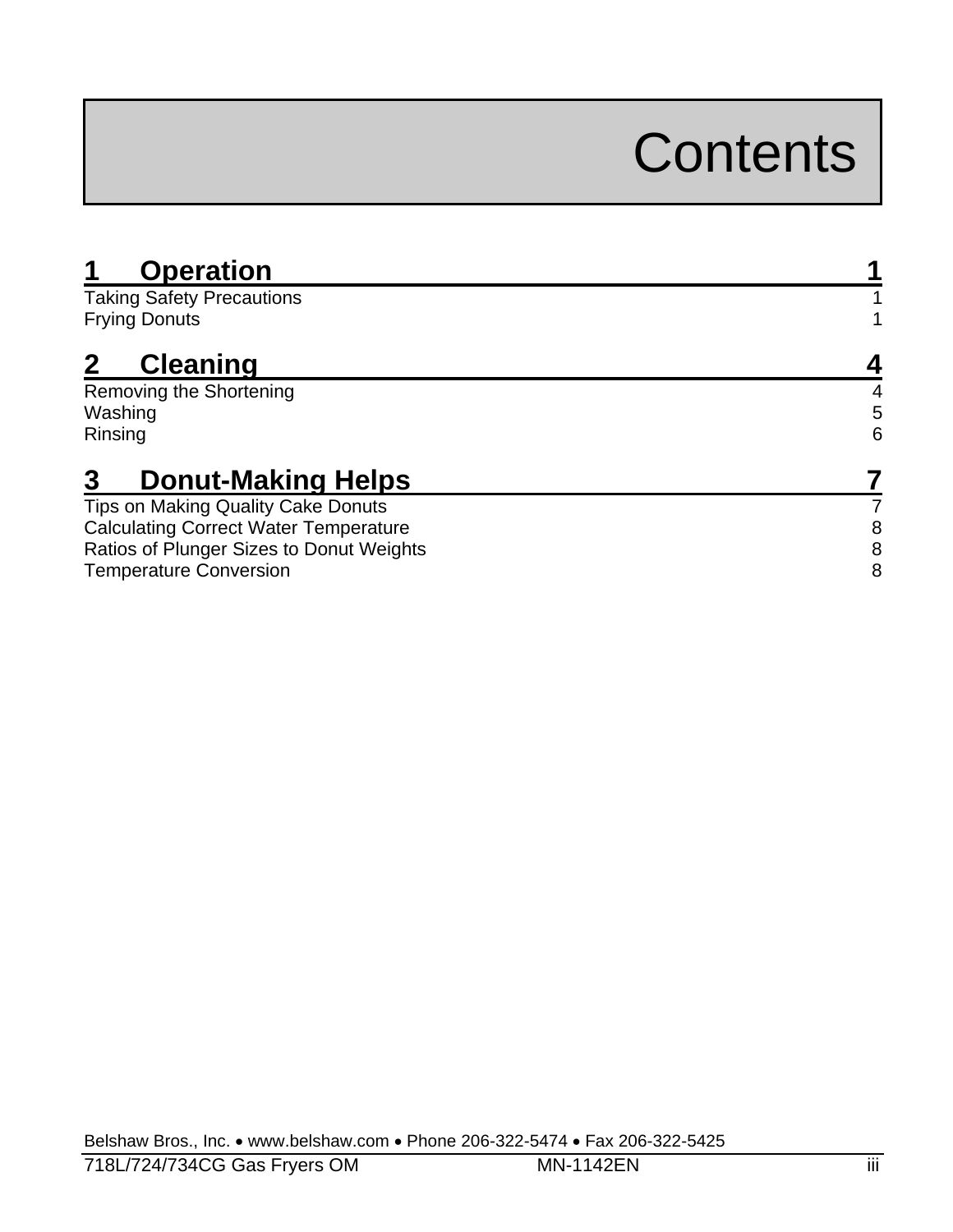# Contents

## 1 Operation 1

Taking Safety Precautions 1

Frying Donuts 1

## 2 Cleaning 4

Removing the Shortening 4

Washing 5

Rinsing 6

## 3 Donut-Making Helps 7

Tips on Making Quality Cake Donuts 7

Calculating Correct Water Temperature 8

Ratios of Plunger Sizes to Donut Weights 8

Temperature Conversion 8

Belshaw Bros., Inc. • www.belshaw.com • Phone 206-322-5474 • Fax 206-322-5425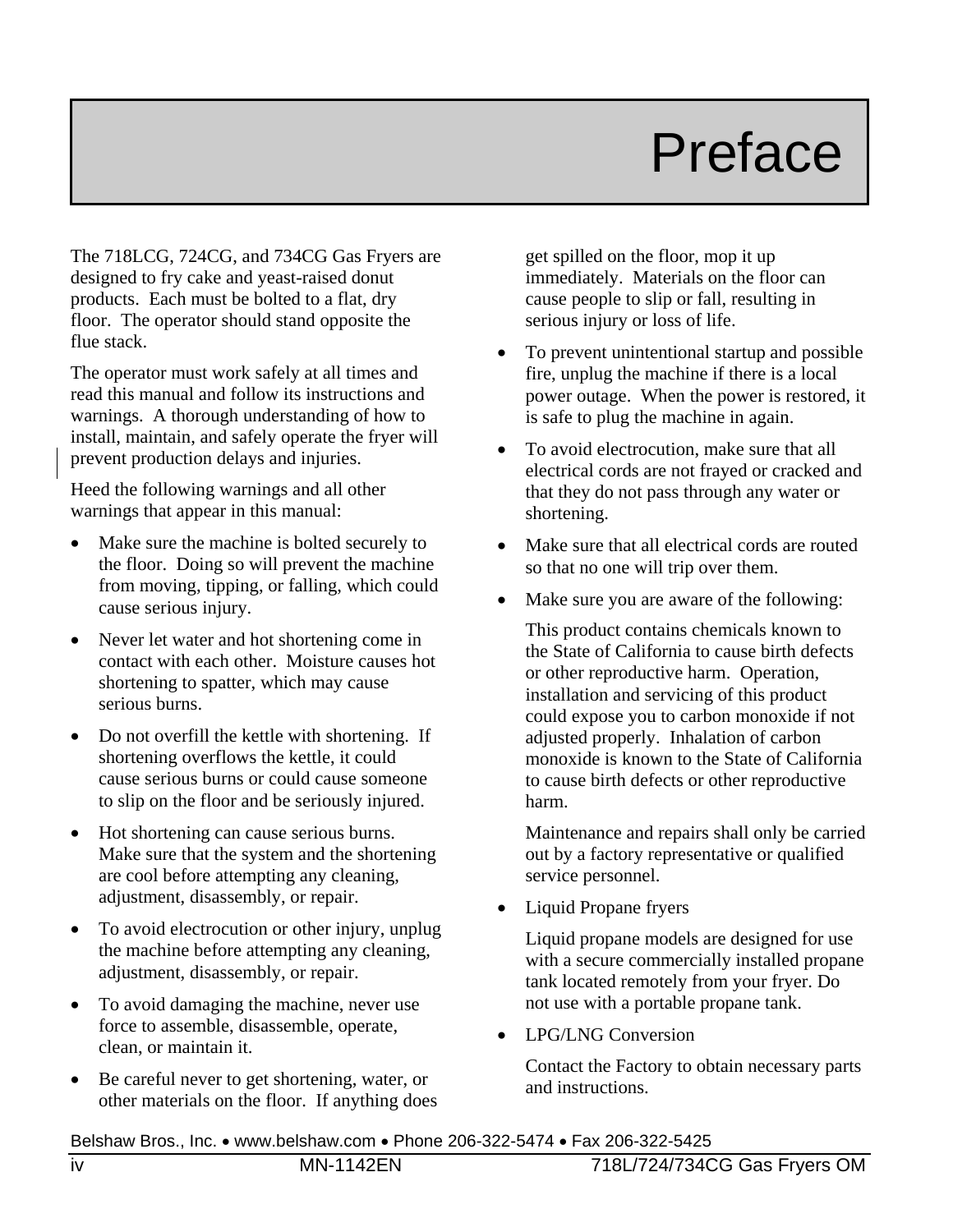# Preface

The 718LCG, 724CG, and 734CG Gas Fryers are designed to fry cake and yeast-raised donut products. Each must be bolted to a flat, dry floor. The operator should stand opposite the flue stack.

The operator must work safely at all times and read this manual and follow its instructions and warnings. A thorough understanding of how to install, maintain, and safely operate the fryer will prevent production delays and injuries.

Heed the following warnings and all other warnings that appear in this manual:

- Make sure the machine is bolted securely to the floor. Doing so will prevent the machine from moving, tipping, or falling, which could cause serious injury.
- Never let water and hot shortening come in contact with each other. Moisture causes hot shortening to spatter, which may cause serious burns.
- Do not overfill the kettle with shortening. If shortening overflows the kettle, it could cause serious burns or could cause someone to slip on the floor and be seriously injured.
- Hot shortening can cause serious burns. Make sure that the system and the shortening are cool before attempting any cleaning, adjustment, disassembly, or repair.
- To avoid electrocution or other injury, unplug the machine before attempting any cleaning, adjustment, disassembly, or repair.
- To avoid damaging the machine, never use force to assemble, disassemble, operate, clean, or maintain it.
- Be careful never to get shortening, water, or other materials on the floor. If anything does get spilled on the floor, mop it up immediately. Materials on the floor can cause people to slip or fall, resulting in serious injury or loss of life.
- To prevent unintentional startup and possible fire, unplug the machine if there is a local power outage. When the power is restored, it is safe to plug the machine in again.
- To avoid electrocution, make sure that all electrical cords are not frayed or cracked and that they do not pass through any water or shortening.
- Make sure that all electrical cords are routed so that no one will trip over them.
- Make sure you are aware of the following:

  This product contains chemicals known to the State of California to cause birth defects or other reproductive harm. Operation, installation and servicing of this product could expose you to carbon monoxide if not adjusted properly. Inhalation of carbon monoxide is known to the State of California to cause birth defects or other reproductive harm.

  Maintenance and repairs shall only be carried out by a factory representative or qualified service personnel.

- Liquid Propane fryers

  Liquid propane models are designed for use with a secure commercially installed propane tank located remotely from your fryer. Do not use with a portable propane tank.

- LPG/LNG Conversion

  Contact the Factory to obtain necessary parts and instructions.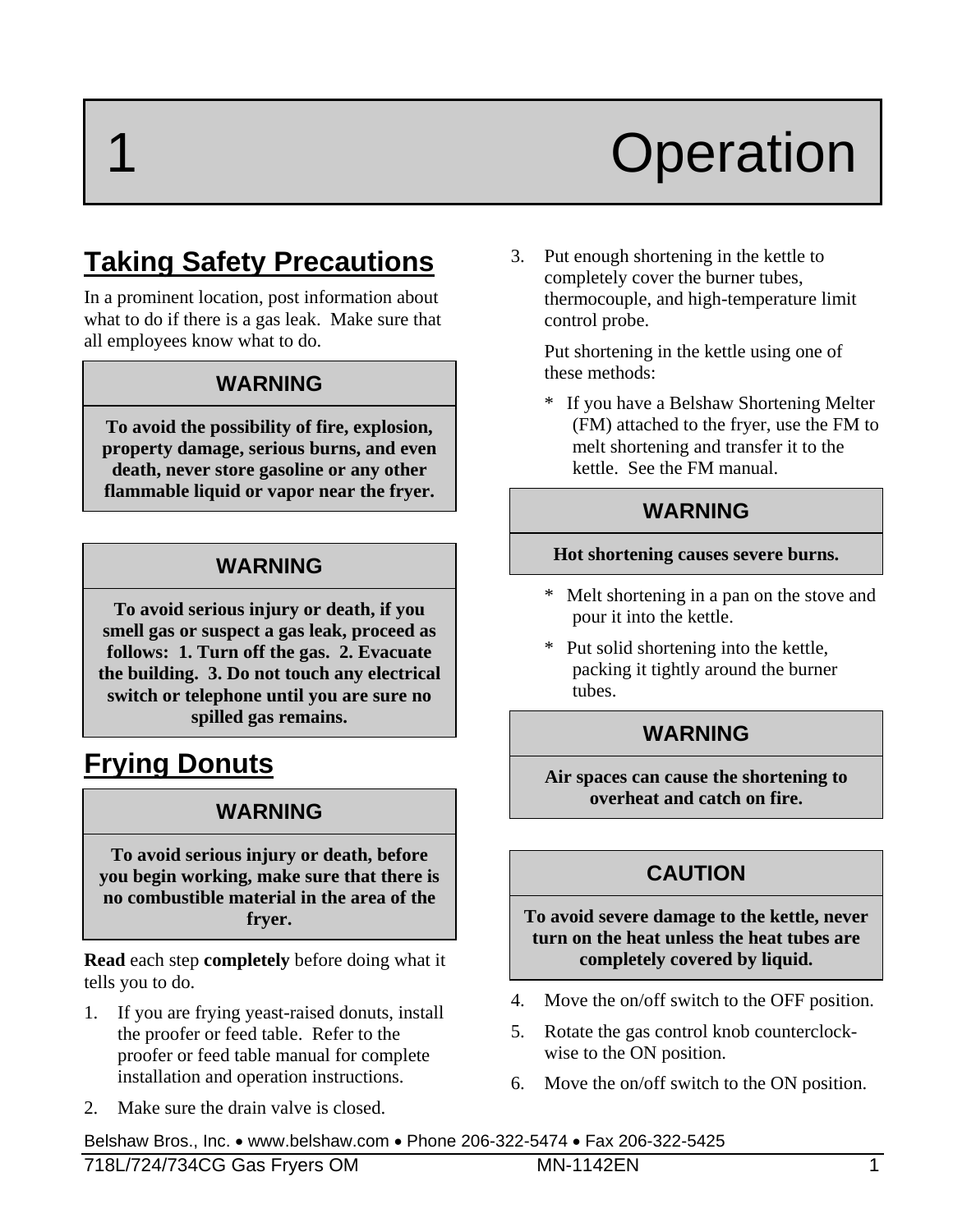# 1 Operation

## Taking Safety Precautions

In a prominent location, post information about what to do if there is a gas leak. Make sure that all employees know what to do.

| WARNING |
| --- |
| **To avoid the possibility of fire, explosion, property damage, serious burns, and even death, never store gasoline or any other flammable liquid or vapor near the fryer.** |

| WARNING |
| --- |
| **To avoid serious injury or death, if you smell gas or suspect a gas leak, proceed as follows: 1. Turn off the gas. 2. Evacuate the building. 3. Do not touch any electrical switch or telephone until you are sure no spilled gas remains.** |

## Frying Donuts

| WARNING |
| --- |
| **To avoid serious injury or death, before you begin working, make sure that there is no combustible material in the area of the fryer.** |

**Read** each step **completely** before doing what it tells you to do.

1. If you are frying yeast-raised donuts, install the proofer or feed table. Refer to the proofer or feed table manual for complete installation and operation instructions.
2. Make sure the drain valve is closed.
3. Put enough shortening in the kettle to completely cover the burner tubes, thermocouple, and high-temperature limit control probe.

   Put shortening in the kettle using one of these methods:

   * If you have a Belshaw Shortening Melter (FM) attached to the fryer, use the FM to melt shortening and transfer it to the kettle. See the FM manual.

   | WARNING |
   | --- |
   | **Hot shortening causes severe burns.** |

   * Melt shortening in a pan on the stove and pour it into the kettle.
   * Put solid shortening into the kettle, packing it tightly around the burner tubes.

   | WARNING |
   | --- |
   | **Air spaces can cause the shortening to overheat and catch on fire.** |

   | CAUTION |
   | --- |
   | **To avoid severe damage to the kettle, never turn on the heat unless the heat tubes are completely covered by liquid.** |

4. Move the on/off switch to the OFF position.
5. Rotate the gas control knob counterclock-wise to the ON position.
6. Move the on/off switch to the ON position.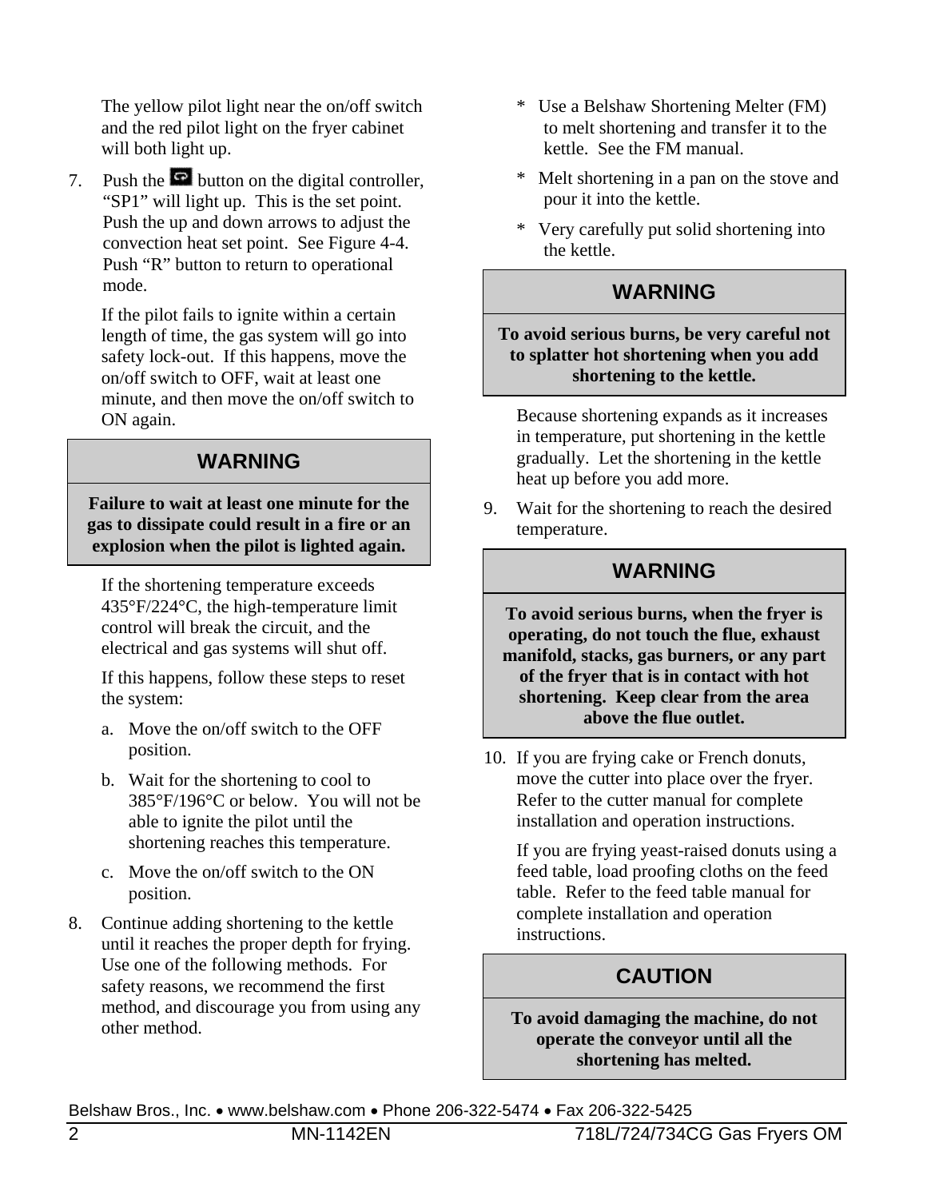The yellow pilot light near the on/off switch and the red pilot light on the fryer cabinet will both light up.

7. Push the button on the digital controller, "SP1" will light up. This is the set point. Push the up and down arrows to adjust the convection heat set point. See Figure 4-4. Push "R" button to return to operational mode.

   If the pilot fails to ignite within a certain length of time, the gas system will go into safety lock-out. If this happens, move the on/off switch to OFF, wait at least one minute, and then move the on/off switch to ON again.

| WARNING |
| --- |
| **Failure to wait at least one minute for the gas to dissipate could result in a fire or an explosion when the pilot is lighted again.** |

   If the shortening temperature exceeds 435°F/224°C, the high-temperature limit control will break the circuit, and the electrical and gas systems will shut off.

   If this happens, follow these steps to reset the system:

   a. Move the on/off switch to the OFF position.

   b. Wait for the shortening to cool to 385°F/196°C or below. You will not be able to ignite the pilot until the shortening reaches this temperature.

   c. Move the on/off switch to the ON position.

8. Continue adding shortening to the kettle until it reaches the proper depth for frying. Use one of the following methods. For safety reasons, we recommend the first method, and discourage you from using any other method.

   * Use a Belshaw Shortening Melter (FM) to melt shortening and transfer it to the kettle. See the FM manual.
   * Melt shortening in a pan on the stove and pour it into the kettle.
   * Very carefully put solid shortening into the kettle.

| WARNING |
| --- |
| **To avoid serious burns, be very careful not to splatter hot shortening when you add shortening to the kettle.** |

   Because shortening expands as it increases in temperature, put shortening in the kettle gradually. Let the shortening in the kettle heat up before you add more.

9. Wait for the shortening to reach the desired temperature.

| WARNING |
| --- |
| **To avoid serious burns, when the fryer is operating, do not touch the flue, exhaust manifold, stacks, gas burners, or any part of the fryer that is in contact with hot shortening. Keep clear from the area above the flue outlet.** |

10. If you are frying cake or French donuts, move the cutter into place over the fryer. Refer to the cutter manual for complete installation and operation instructions.

    If you are frying yeast-raised donuts using a feed table, load proofing cloths on the feed table. Refer to the feed table manual for complete installation and operation instructions.

| CAUTION |
| --- |
| **To avoid damaging the machine, do not operate the conveyor until all the shortening has melted.** |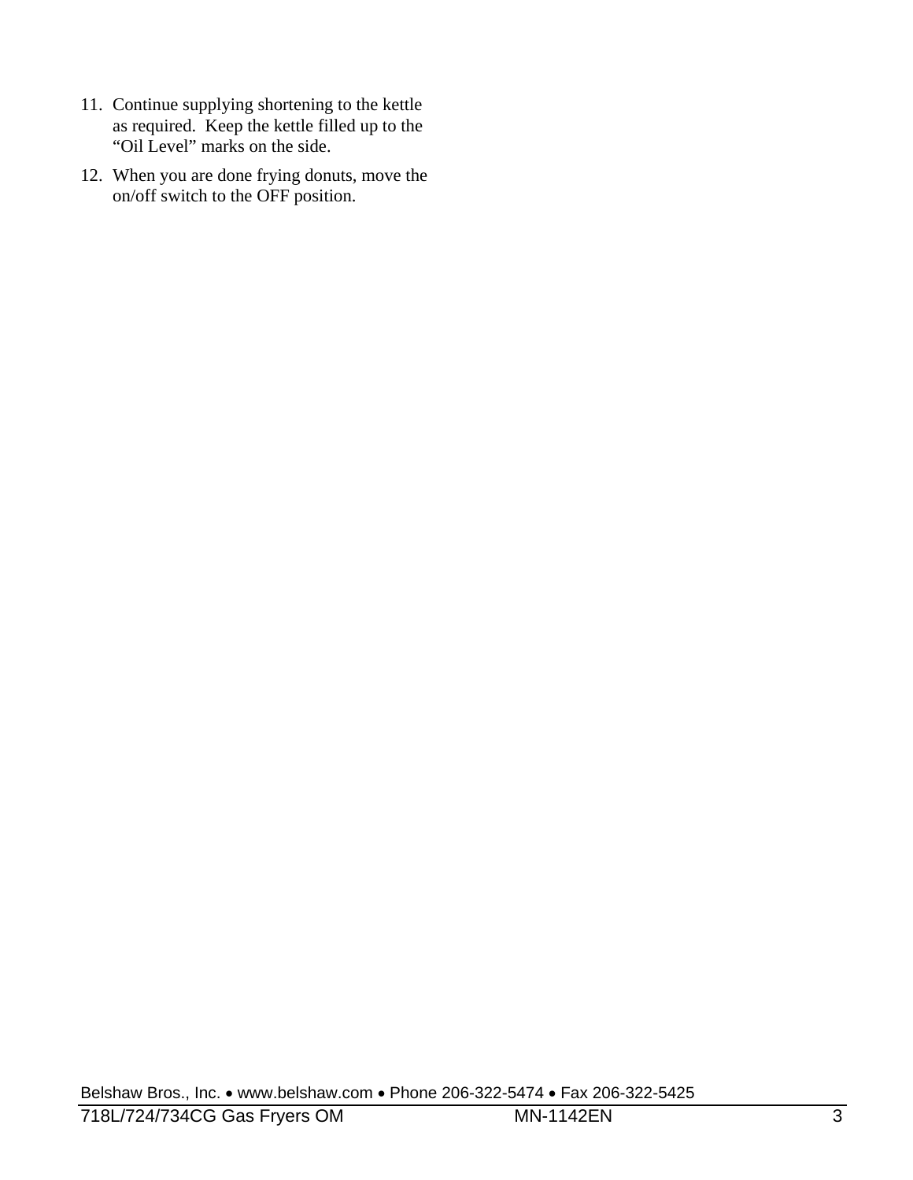11. Continue supplying shortening to the kettle as required. Keep the kettle filled up to the “Oil Level” marks on the side.
12. When you are done frying donuts, move the on/off switch to the OFF position.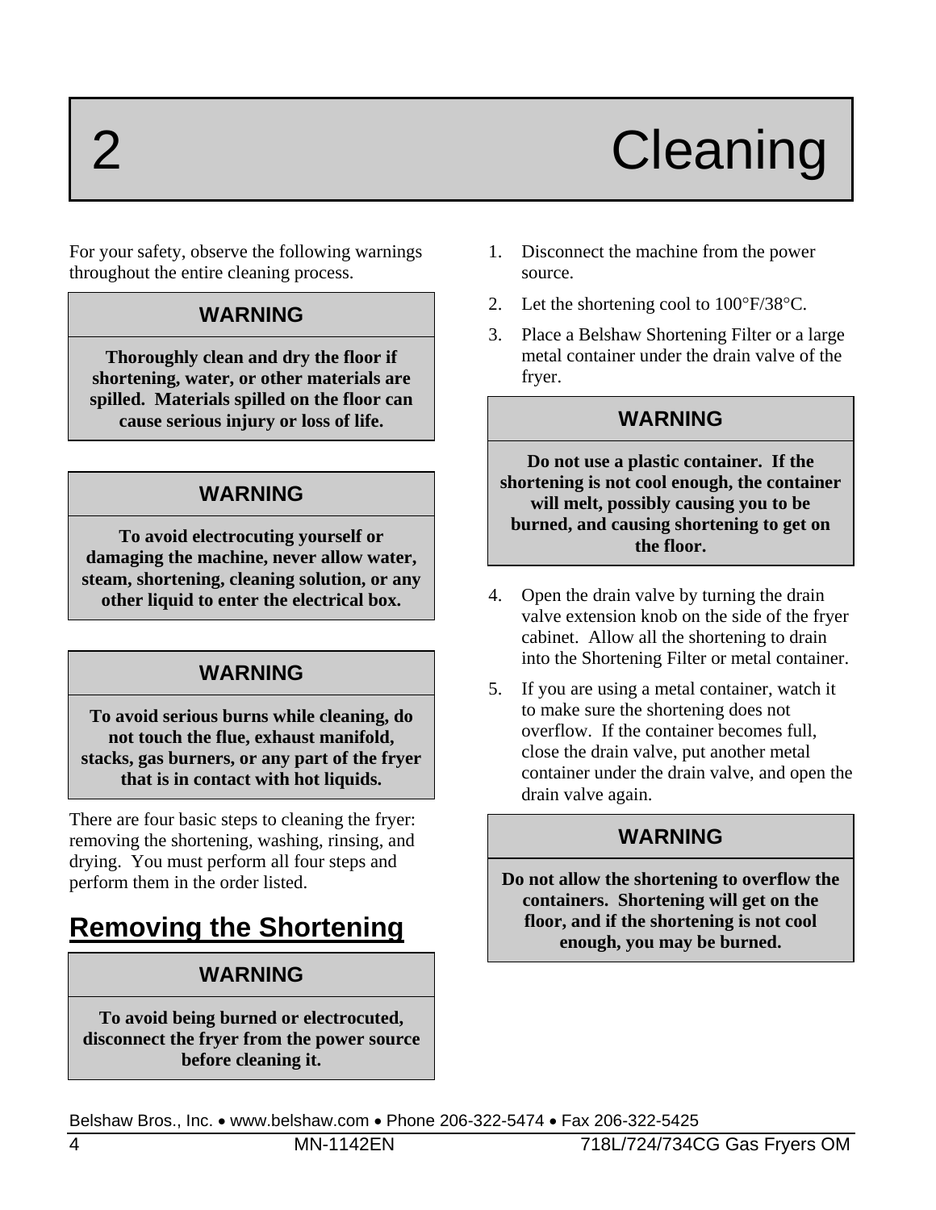# 2 Cleaning

For your safety, observe the following warnings throughout the entire cleaning process.

| WARNING |
| --- |
| **Thoroughly clean and dry the floor if shortening, water, or other materials are spilled. Materials spilled on the floor can cause serious injury or loss of life.** |

| WARNING |
| --- |
| **To avoid electrocuting yourself or damaging the machine, never allow water, steam, shortening, cleaning solution, or any other liquid to enter the electrical box.** |

| WARNING |
| --- |
| **To avoid serious burns while cleaning, do not touch the flue, exhaust manifold, stacks, gas burners, or any part of the fryer that is in contact with hot liquids.** |

There are four basic steps to cleaning the fryer: removing the shortening, washing, rinsing, and drying. You must perform all four steps and perform them in the order listed.

## Removing the Shortening

| WARNING |
| --- |
| **To avoid being burned or electrocuted, disconnect the fryer from the power source before cleaning it.** |

1. Disconnect the machine from the power source.
2. Let the shortening cool to 100°F/38°C.
3. Place a Belshaw Shortening Filter or a large metal container under the drain valve of the fryer.

| WARNING |
| --- |
| **Do not use a plastic container. If the shortening is not cool enough, the container will melt, possibly causing you to be burned, and causing shortening to get on the floor.** |

4. Open the drain valve by turning the drain valve extension knob on the side of the fryer cabinet. Allow all the shortening to drain into the Shortening Filter or metal container.
5. If you are using a metal container, watch it to make sure the shortening does not overflow. If the container becomes full, close the drain valve, put another metal container under the drain valve, and open the drain valve again.

| WARNING |
| --- |
| **Do not allow the shortening to overflow the containers. Shortening will get on the floor, and if the shortening is not cool enough, you may be burned.** |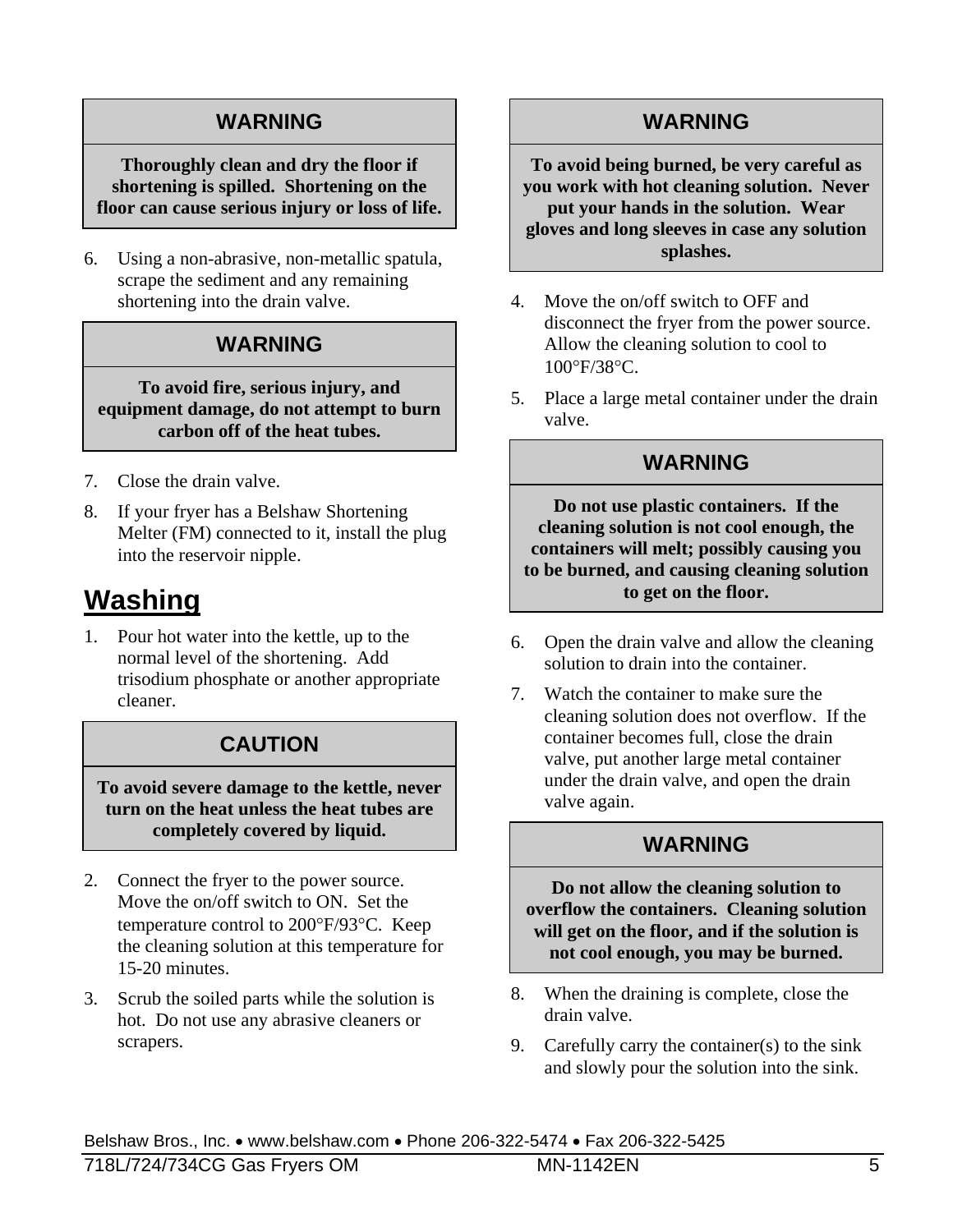**WARNING**

**Thoroughly clean and dry the floor if shortening is spilled. Shortening on the floor can cause serious injury or loss of life.**

6. Using a non-abrasive, non-metallic spatula, scrape the sediment and any remaining shortening into the drain valve.

**WARNING**

**To avoid fire, serious injury, and equipment damage, do not attempt to burn carbon off of the heat tubes.**

7. Close the drain valve.
8. If your fryer has a Belshaw Shortening Melter (FM) connected to it, install the plug into the reservoir nipple.

## Washing

1. Pour hot water into the kettle, up to the normal level of the shortening. Add trisodium phosphate or another appropriate cleaner.

**CAUTION**

**To avoid severe damage to the kettle, never turn on the heat unless the heat tubes are completely covered by liquid.**

2. Connect the fryer to the power source. Move the on/off switch to ON. Set the temperature control to 200°F/93°C. Keep the cleaning solution at this temperature for 15-20 minutes.
3. Scrub the soiled parts while the solution is hot. Do not use any abrasive cleaners or scrapers.

**WARNING**

**To avoid being burned, be very careful as you work with hot cleaning solution. Never put your hands in the solution. Wear gloves and long sleeves in case any solution splashes.**

4. Move the on/off switch to OFF and disconnect the fryer from the power source. Allow the cleaning solution to cool to 100°F/38°C.
5. Place a large metal container under the drain valve.

**WARNING**

**Do not use plastic containers. If the cleaning solution is not cool enough, the containers will melt; possibly causing you to be burned, and causing cleaning solution to get on the floor.**

6. Open the drain valve and allow the cleaning solution to drain into the container.
7. Watch the container to make sure the cleaning solution does not overflow. If the container becomes full, close the drain valve, put another large metal container under the drain valve, and open the drain valve again.

**WARNING**

**Do not allow the cleaning solution to overflow the containers. Cleaning solution will get on the floor, and if the solution is not cool enough, you may be burned.**

8. When the draining is complete, close the drain valve.
9. Carefully carry the container(s) to the sink and slowly pour the solution into the sink.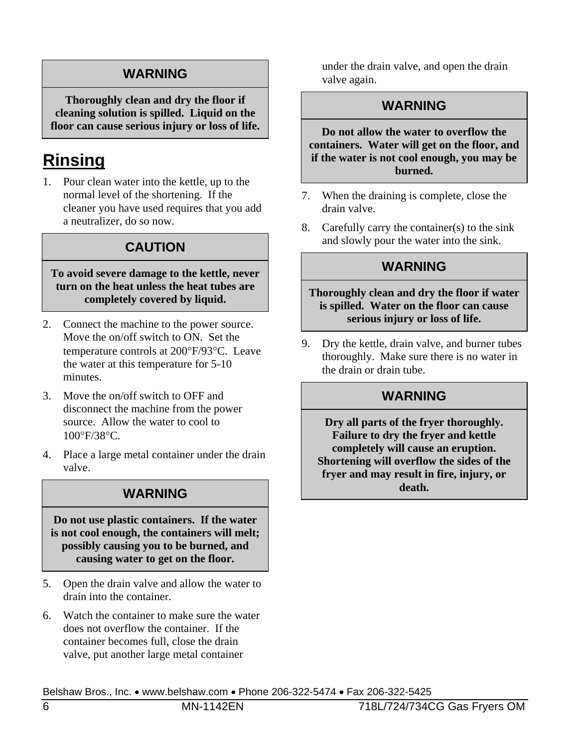**WARNING**

**Thoroughly clean and dry the floor if cleaning solution is spilled. Liquid on the floor can cause serious injury or loss of life.**

## Rinsing

1. Pour clean water into the kettle, up to the normal level of the shortening. If the cleaner you have used requires that you add a neutralizer, do so now.

**CAUTION**

**To avoid severe damage to the kettle, never turn on the heat unless the heat tubes are completely covered by liquid.**

2. Connect the machine to the power source. Move the on/off switch to ON. Set the temperature controls at 200°F/93°C. Leave the water at this temperature for 5-10 minutes.
3. Move the on/off switch to OFF and disconnect the machine from the power source. Allow the water to cool to 100°F/38°C.
4. Place a large metal container under the drain valve.

**WARNING**

**Do not use plastic containers. If the water is not cool enough, the containers will melt; possibly causing you to be burned, and causing water to get on the floor.**

5. Open the drain valve and allow the water to drain into the container.
6. Watch the container to make sure the water does not overflow the container. If the container becomes full, close the drain valve, put another large metal container under the drain valve, and open the drain valve again.

**WARNING**

**Do not allow the water to overflow the containers. Water will get on the floor, and if the water is not cool enough, you may be burned.**

7. When the draining is complete, close the drain valve.
8. Carefully carry the container(s) to the sink and slowly pour the water into the sink.

**WARNING**

**Thoroughly clean and dry the floor if water is spilled. Water on the floor can cause serious injury or loss of life.**

9. Dry the kettle, drain valve, and burner tubes thoroughly. Make sure there is no water in the drain or drain tube.

**WARNING**

**Dry all parts of the fryer thoroughly. Failure to dry the fryer and kettle completely will cause an eruption. Shortening will overflow the sides of the fryer and may result in fire, injury, or death.**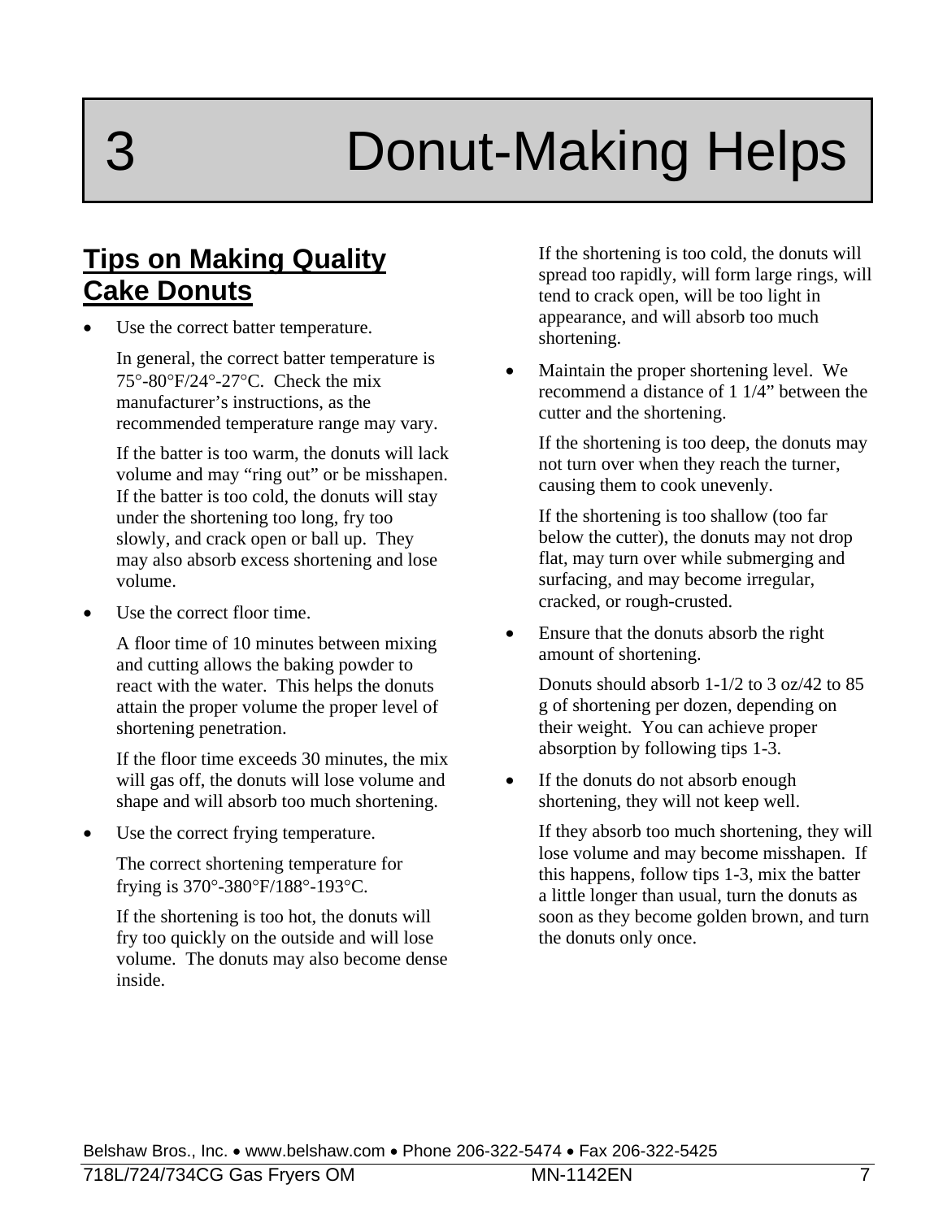# 3 Donut-Making Helps

## Tips on Making Quality Cake Donuts

- Use the correct batter temperature.

  In general, the correct batter temperature is 75°-80°F/24°-27°C. Check the mix manufacturer's instructions, as the recommended temperature range may vary.

  If the batter is too warm, the donuts will lack volume and may "ring out" or be misshapen. If the batter is too cold, the donuts will stay under the shortening too long, fry too slowly, and crack open or ball up. They may also absorb excess shortening and lose volume.

- Use the correct floor time.

  A floor time of 10 minutes between mixing and cutting allows the baking powder to react with the water. This helps the donuts attain the proper volume the proper level of shortening penetration.

  If the floor time exceeds 30 minutes, the mix will gas off, the donuts will lose volume and shape and will absorb too much shortening.

- Use the correct frying temperature.

  The correct shortening temperature for frying is 370°-380°F/188°-193°C.

  If the shortening is too hot, the donuts will fry too quickly on the outside and will lose volume. The donuts may also become dense inside.

  If the shortening is too cold, the donuts will spread too rapidly, will form large rings, will tend to crack open, will be too light in appearance, and will absorb too much shortening.

- Maintain the proper shortening level. We recommend a distance of 1 1/4" between the cutter and the shortening.

  If the shortening is too deep, the donuts may not turn over when they reach the turner, causing them to cook unevenly.

  If the shortening is too shallow (too far below the cutter), the donuts may not drop flat, may turn over while submerging and surfacing, and may become irregular, cracked, or rough-crusted.

- Ensure that the donuts absorb the right amount of shortening.

  Donuts should absorb 1-1/2 to 3 oz/42 to 85 g of shortening per dozen, depending on their weight. You can achieve proper absorption by following tips 1-3.

- If the donuts do not absorb enough shortening, they will not keep well.

  If they absorb too much shortening, they will lose volume and may become misshapen. If this happens, follow tips 1-3, mix the batter a little longer than usual, turn the donuts as soon as they become golden brown, and turn the donuts only once.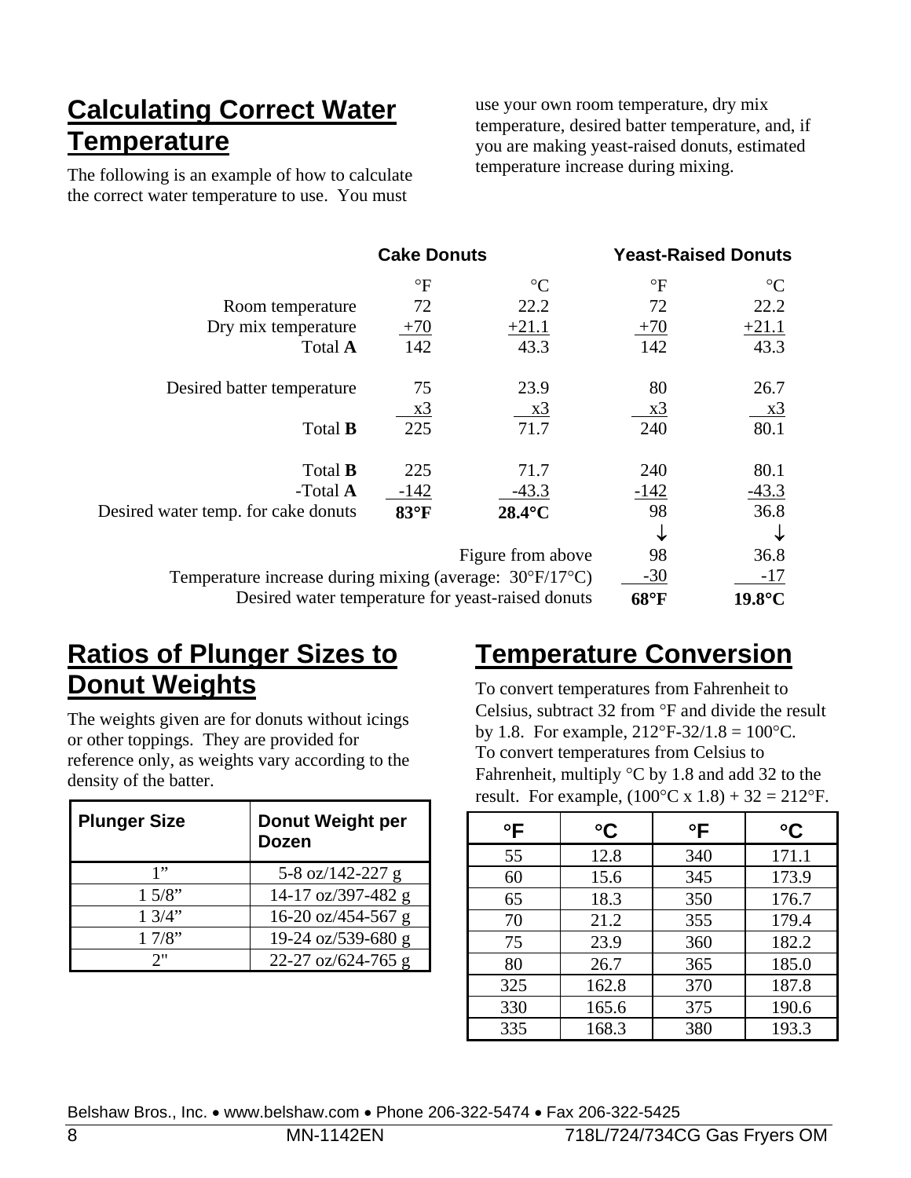## Calculating Correct Water Temperature

The following is an example of how to calculate the correct water temperature to use. You must use your own room temperature, dry mix temperature, desired batter temperature, and, if you are making yeast-raised donuts, estimated temperature increase during mixing.

| | Cake Donuts | | Yeast-Raised Donuts | |
|---|---|---|---|---|
| | °F | °C | °F | °C |
| Room temperature | 72 | 22.2 | 72 | 22.2 |
| Dry mix temperature | +70 | +21.1 | +70 | +21.1 |
| Total **A** | 142 | 43.3 | 142 | 43.3 |
| Desired batter temperature | 75 | 23.9 | 80 | 26.7 |
| | x3 | x3 | x3 | x3 |
| Total **B** | 225 | 71.7 | 240 | 80.1 |
| Total **B** | 225 | 71.7 | 240 | 80.1 |
| -Total **A** | -142 | -43.3 | -142 | -43.3 |
| Desired water temp. for cake donuts | **83°F** | **28.4°C** | 98 | 36.8 |
| | | | ↓ | ↓ |
| Figure from above | | | 98 | 36.8 |
| Temperature increase during mixing (average: 30°F/17°C) | | | -30 | -17 |
| Desired water temperature for yeast-raised donuts | | | **68°F** | **19.8°C** |

## Ratios of Plunger Sizes to Donut Weights

The weights given are for donuts without icings or other toppings. They are provided for reference only, as weights vary according to the density of the batter.

| Plunger Size | Donut Weight per Dozen |
|---|---|
| 1” | 5-8 oz/142-227 g |
| 1 5/8” | 14-17 oz/397-482 g |
| 1 3/4” | 16-20 oz/454-567 g |
| 1 7/8” | 19-24 oz/539-680 g |
| 2" | 22-27 oz/624-765 g |

## Temperature Conversion

To convert temperatures from Fahrenheit to Celsius, subtract 32 from °F and divide the result by 1.8. For example, 212°F-32/1.8 = 100°C. To convert temperatures from Celsius to Fahrenheit, multiply °C by 1.8 and add 32 to the result. For example, (100°C x 1.8) + 32 = 212°F.

| °F | °C | °F | °C |
|---|---|---|---|
| 55 | 12.8 | 340 | 171.1 |
| 60 | 15.6 | 345 | 173.9 |
| 65 | 18.3 | 350 | 176.7 |
| 70 | 21.2 | 355 | 179.4 |
| 75 | 23.9 | 360 | 182.2 |
| 80 | 26.7 | 365 | 185.0 |
| 325 | 162.8 | 370 | 187.8 |
| 330 | 165.6 | 375 | 190.6 |
| 335 | 168.3 | 380 | 193.3 |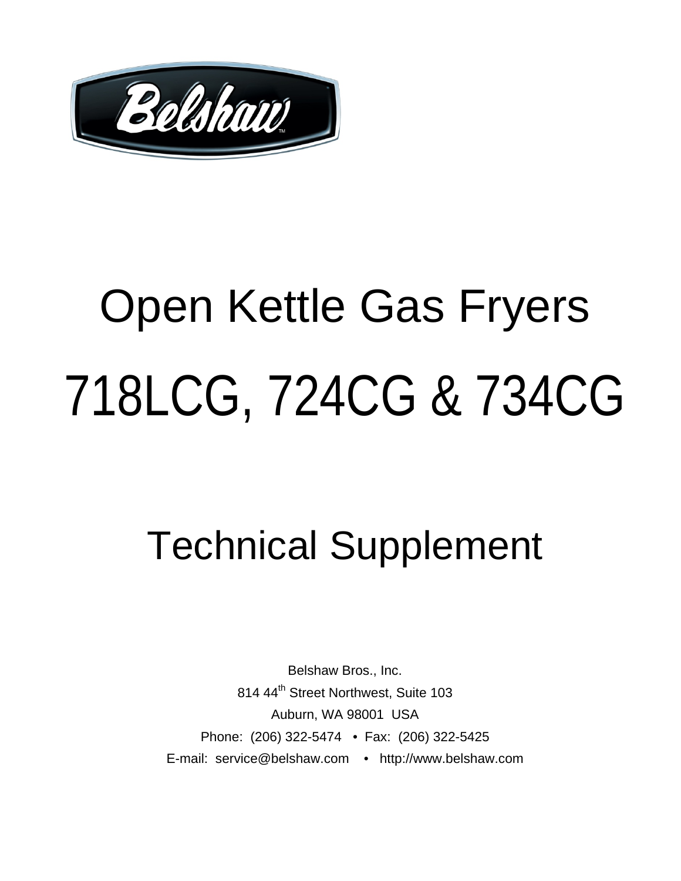# Open Kettle Gas Fryers

# 718LCG, 724CG & 734CG

# Technical Supplement

Belshaw Bros., Inc.

814 44th Street Northwest, Suite 103

Auburn, WA 98001 USA

Phone: (206) 322-5474 • Fax: (206) 322-5425

E-mail: service@belshaw.com • http://www.belshaw.com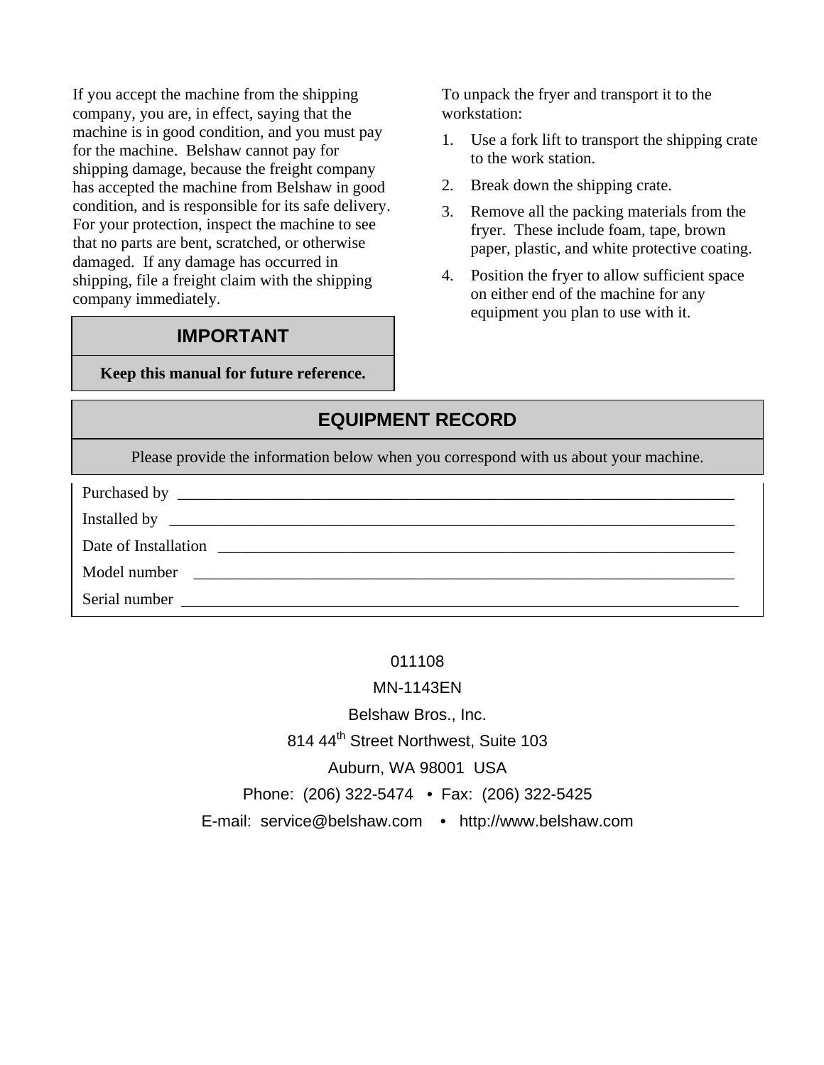If you accept the machine from the shipping company, you are, in effect, saying that the machine is in good condition, and you must pay for the machine. Belshaw cannot pay for shipping damage, because the freight company has accepted the machine from Belshaw in good condition, and is responsible for its safe delivery. For your protection, inspect the machine to see that no parts are bent, scratched, or otherwise damaged. If any damage has occurred in shipping, file a freight claim with the shipping company immediately.

| IMPORTANT |
|---|
| **Keep this manual for future reference.** |

To unpack the fryer and transport it to the workstation:

1. Use a fork lift to transport the shipping crate to the work station.
2. Break down the shipping crate.
3. Remove all the packing materials from the fryer. These include foam, tape, brown paper, plastic, and white protective coating.
4. Position the fryer to allow sufficient space on either end of the machine for any equipment you plan to use with it.

## EQUIPMENT RECORD

Please provide the information below when you correspond with us about your machine.

Purchased by ____________________

Installed by ____________________

Date of Installation ____________________

Model number ____________________

Serial number ____________________

011108

MN-1143EN

Belshaw Bros., Inc.

814 44th Street Northwest, Suite 103

Auburn, WA 98001 USA

Phone: (206) 322-5474 • Fax: (206) 322-5425

E-mail: service@belshaw.com • http://www.belshaw.com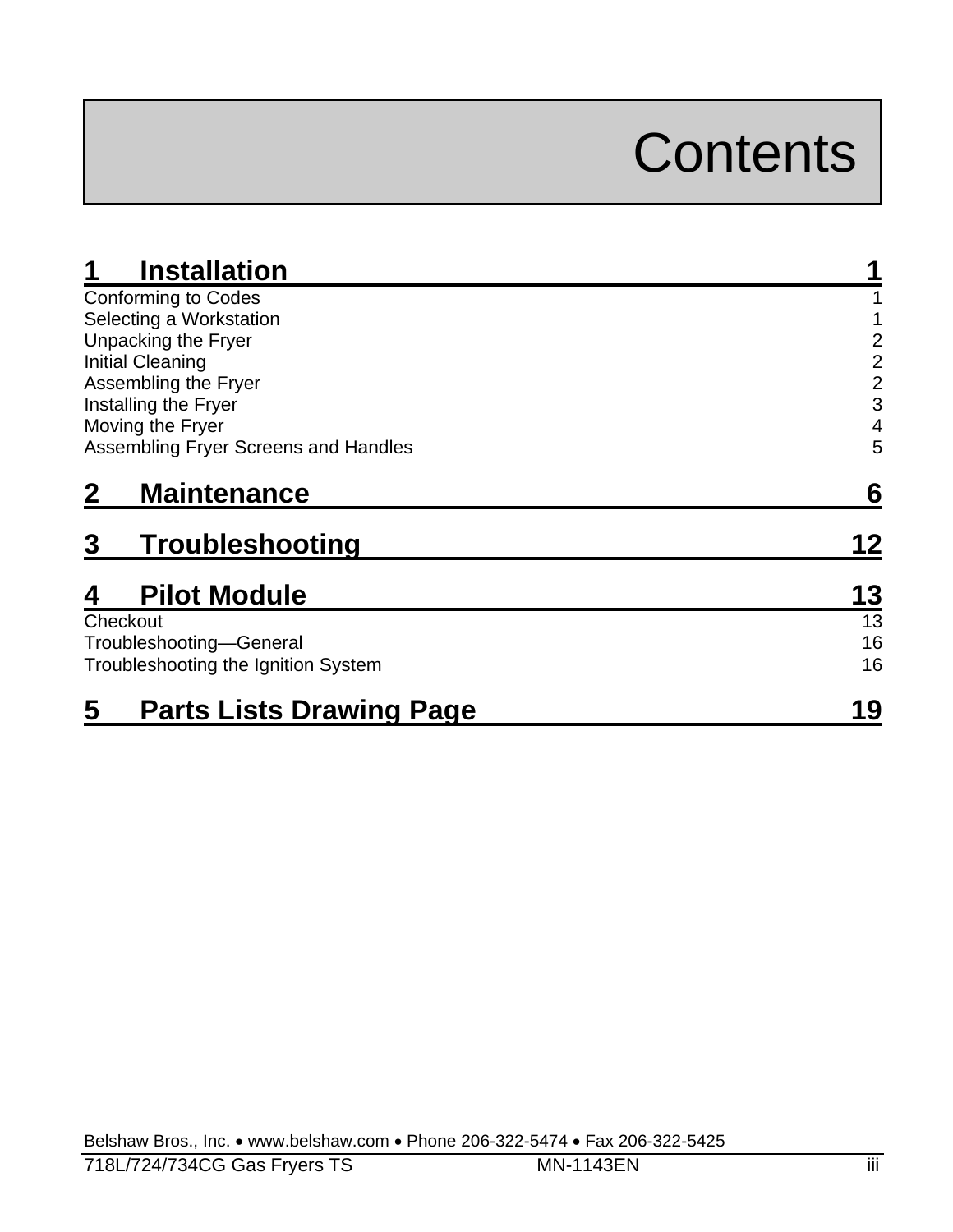# Contents

## 1 Installation 1

Conforming to Codes 1
Selecting a Workstation 1
Unpacking the Fryer 2
Initial Cleaning 2
Assembling the Fryer 2
Installing the Fryer 3
Moving the Fryer 4
Assembling Fryer Screens and Handles 5

## 2 Maintenance 6

## 3 Troubleshooting 12

## 4 Pilot Module 13

Checkout 13
Troubleshooting—General 16
Troubleshooting the Ignition System 16

## 5 Parts Lists Drawing Page 19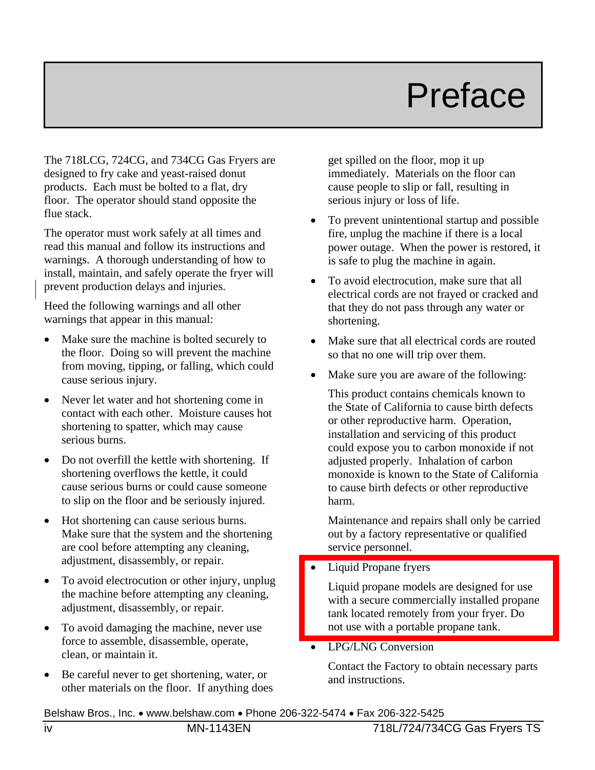# Preface

The 718LCG, 724CG, and 734CG Gas Fryers are designed to fry cake and yeast-raised donut products. Each must be bolted to a flat, dry floor. The operator should stand opposite the flue stack.

The operator must work safely at all times and read this manual and follow its instructions and warnings. A thorough understanding of how to install, maintain, and safely operate the fryer will prevent production delays and injuries.

Heed the following warnings and all other warnings that appear in this manual:

- Make sure the machine is bolted securely to the floor. Doing so will prevent the machine from moving, tipping, or falling, which could cause serious injury.
- Never let water and hot shortening come in contact with each other. Moisture causes hot shortening to spatter, which may cause serious burns.
- Do not overfill the kettle with shortening. If shortening overflows the kettle, it could cause serious burns or could cause someone to slip on the floor and be seriously injured.
- Hot shortening can cause serious burns. Make sure that the system and the shortening are cool before attempting any cleaning, adjustment, disassembly, or repair.
- To avoid electrocution or other injury, unplug the machine before attempting any cleaning, adjustment, disassembly, or repair.
- To avoid damaging the machine, never use force to assemble, disassemble, operate, clean, or maintain it.
- Be careful never to get shortening, water, or other materials on the floor. If anything does get spilled on the floor, mop it up immediately. Materials on the floor can cause people to slip or fall, resulting in serious injury or loss of life.
- To prevent unintentional startup and possible fire, unplug the machine if there is a local power outage. When the power is restored, it is safe to plug the machine in again.
- To avoid electrocution, make sure that all electrical cords are not frayed or cracked and that they do not pass through any water or shortening.
- Make sure that all electrical cords are routed so that no one will trip over them.
- Make sure you are aware of the following:

  This product contains chemicals known to the State of California to cause birth defects or other reproductive harm. Operation, installation and servicing of this product could expose you to carbon monoxide if not adjusted properly. Inhalation of carbon monoxide is known to the State of California to cause birth defects or other reproductive harm.

  Maintenance and repairs shall only be carried out by a factory representative or qualified service personnel.
- Liquid Propane fryers

  Liquid propane models are designed for use with a secure commercially installed propane tank located remotely from your fryer. Do not use with a portable propane tank.
- LPG/LNG Conversion

  Contact the Factory to obtain necessary parts and instructions.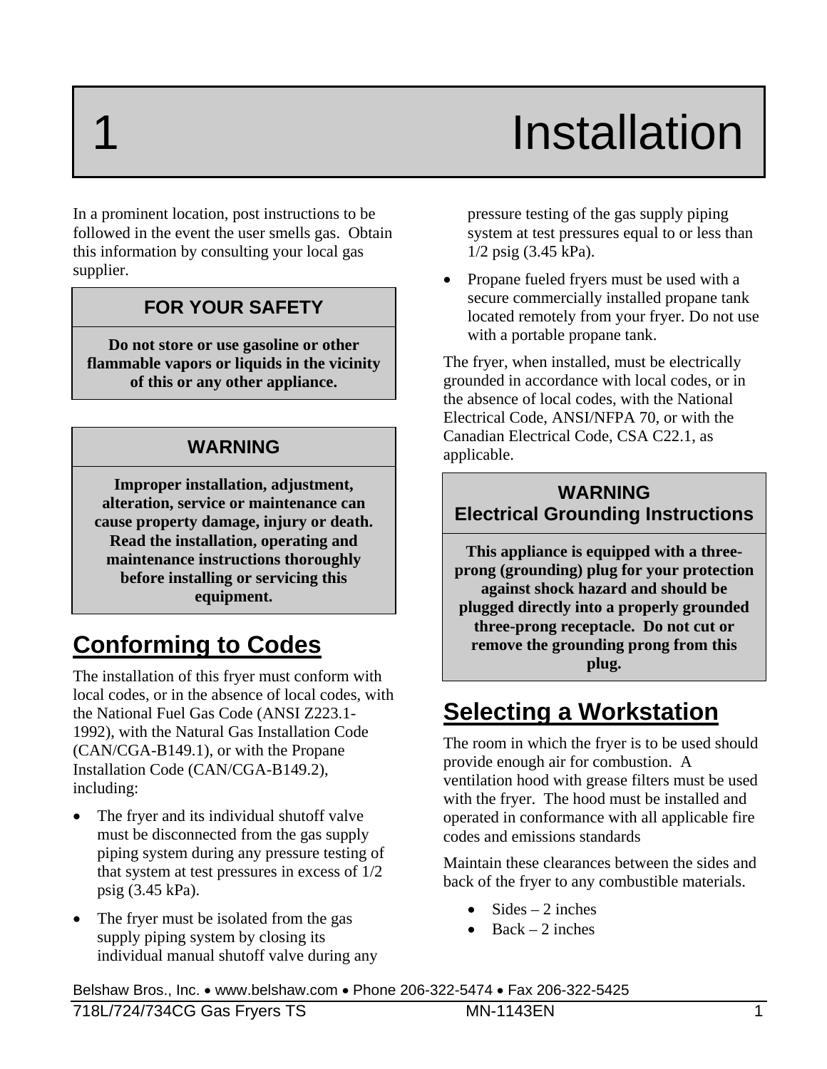# 1 Installation

In a prominent location, post instructions to be followed in the event the user smells gas. Obtain this information by consulting your local gas supplier.

| FOR YOUR SAFETY |
| --- |
| **Do not store or use gasoline or other flammable vapors or liquids in the vicinity of this or any other appliance.** |

| WARNING |
| --- |
| **Improper installation, adjustment, alteration, service or maintenance can cause property damage, injury or death. Read the installation, operating and maintenance instructions thoroughly before installing or servicing this equipment.** |

## Conforming to Codes

The installation of this fryer must conform with local codes, or in the absence of local codes, with the National Fuel Gas Code (ANSI Z223.1-1992), with the Natural Gas Installation Code (CAN/CGA-B149.1), or with the Propane Installation Code (CAN/CGA-B149.2), including:

- The fryer and its individual shutoff valve must be disconnected from the gas supply piping system during any pressure testing of that system at test pressures in excess of 1/2 psig (3.45 kPa).
- The fryer must be isolated from the gas supply piping system by closing its individual manual shutoff valve during any pressure testing of the gas supply piping system at test pressures equal to or less than 1/2 psig (3.45 kPa).
- Propane fueled fryers must be used with a secure commercially installed propane tank located remotely from your fryer. Do not use with a portable propane tank.

The fryer, when installed, must be electrically grounded in accordance with local codes, or in the absence of local codes, with the National Electrical Code, ANSI/NFPA 70, or with the Canadian Electrical Code, CSA C22.1, as applicable.

| WARNING<br>Electrical Grounding Instructions |
| --- |
| **This appliance is equipped with a three-prong (grounding) plug for your protection against shock hazard and should be plugged directly into a properly grounded three-prong receptacle. Do not cut or remove the grounding prong from this plug.** |

## Selecting a Workstation

The room in which the fryer is to be used should provide enough air for combustion. A ventilation hood with grease filters must be used with the fryer. The hood must be installed and operated in conformance with all applicable fire codes and emissions standards

Maintain these clearances between the sides and back of the fryer to any combustible materials.

- Sides – 2 inches
- Back – 2 inches

Belshaw Bros., Inc. • www.belshaw.com • Phone 206-322-5474 • Fax 206-322-5425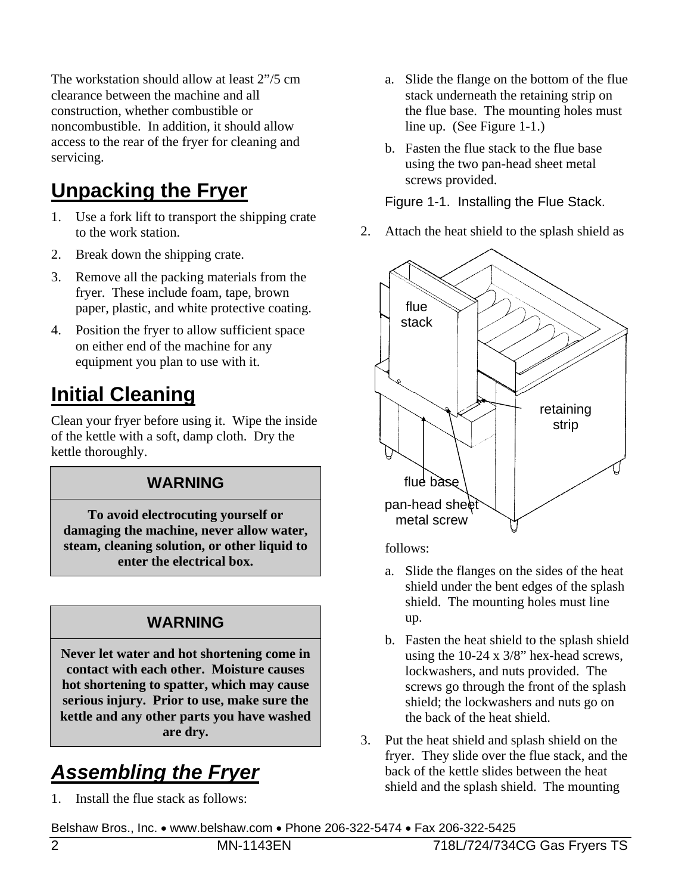The workstation should allow at least 2”/5 cm clearance between the machine and all construction, whether combustible or noncombustible. In addition, it should allow access to the rear of the fryer for cleaning and servicing.

## Unpacking the Fryer

1. Use a fork lift to transport the shipping crate to the work station.
2. Break down the shipping crate.
3. Remove all the packing materials from the fryer. These include foam, tape, brown paper, plastic, and white protective coating.
4. Position the fryer to allow sufficient space on either end of the machine for any equipment you plan to use with it.

## Initial Cleaning

Clean your fryer before using it. Wipe the inside of the kettle with a soft, damp cloth. Dry the kettle thoroughly.

> **WARNING**
>
> **To avoid electrocuting yourself or damaging the machine, never allow water, steam, cleaning solution, or other liquid to enter the electrical box.**

> **WARNING**
>
> **Never let water and hot shortening come in contact with each other. Moisture causes hot shortening to spatter, which may cause serious injury. Prior to use, make sure the kettle and any other parts you have washed are dry.**

## *Assembling the Fryer*

1. Install the flue stack as follows:
   a. Slide the flange on the bottom of the flue stack underneath the retaining strip on the flue base. The mounting holes must line up. (See Figure 1-1.)
   b. Fasten the flue stack to the flue base using the two pan-head sheet metal screws provided.

   Figure 1-1. Installing the Flue Stack.

   flue stack

   retaining strip

   flue base

   pan-head sheet metal screw

2. Attach the heat shield to the splash shield as follows:
   a. Slide the flanges on the sides of the heat shield under the bent edges of the splash shield. The mounting holes must line up.
   b. Fasten the heat shield to the splash shield using the 10-24 x 3/8” hex-head screws, lockwashers, and nuts provided. The screws go through the front of the splash shield; the lockwashers and nuts go on the back of the heat shield.
3. Put the heat shield and splash shield on the fryer. They slide over the flue stack, and the back of the kettle slides between the heat shield and the splash shield. The mounting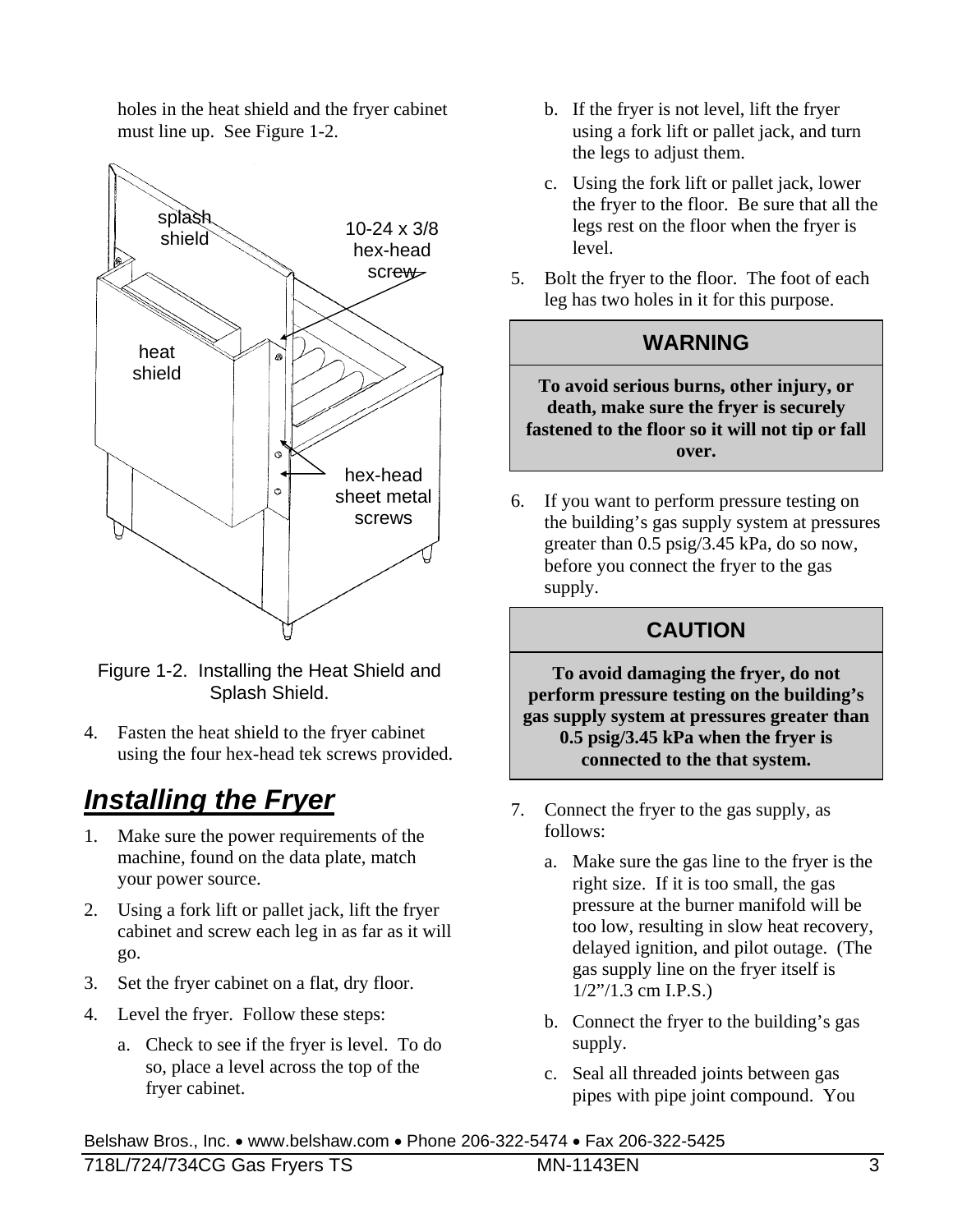holes in the heat shield and the fryer cabinet must line up. See Figure 1-2.

Figure 1-2. Installing the Heat Shield and Splash Shield.

4. Fasten the heat shield to the fryer cabinet using the four hex-head tek screws provided.

## *Installing the Fryer*

1. Make sure the power requirements of the machine, found on the data plate, match your power source.
2. Using a fork lift or pallet jack, lift the fryer cabinet and screw each leg in as far as it will go.
3. Set the fryer cabinet on a flat, dry floor.
4. Level the fryer. Follow these steps:
   a. Check to see if the fryer is level. To do so, place a level across the top of the fryer cabinet.
   b. If the fryer is not level, lift the fryer using a fork lift or pallet jack, and turn the legs to adjust them.
   c. Using the fork lift or pallet jack, lower the fryer to the floor. Be sure that all the legs rest on the floor when the fryer is level.
5. Bolt the fryer to the floor. The foot of each leg has two holes in it for this purpose.

| WARNING |
| --- |
| **To avoid serious burns, other injury, or death, make sure the fryer is securely fastened to the floor so it will not tip or fall over.** |

6. If you want to perform pressure testing on the building's gas supply system at pressures greater than 0.5 psig/3.45 kPa, do so now, before you connect the fryer to the gas supply.

| CAUTION |
| --- |
| **To avoid damaging the fryer, do not perform pressure testing on the building's gas supply system at pressures greater than 0.5 psig/3.45 kPa when the fryer is connected to the that system.** |

7. Connect the fryer to the gas supply, as follows:
   a. Make sure the gas line to the fryer is the right size. If it is too small, the gas pressure at the burner manifold will be too low, resulting in slow heat recovery, delayed ignition, and pilot outage. (The gas supply line on the fryer itself is 1/2"/1.3 cm I.P.S.)
   b. Connect the fryer to the building's gas supply.
   c. Seal all threaded joints between gas pipes with pipe joint compound. You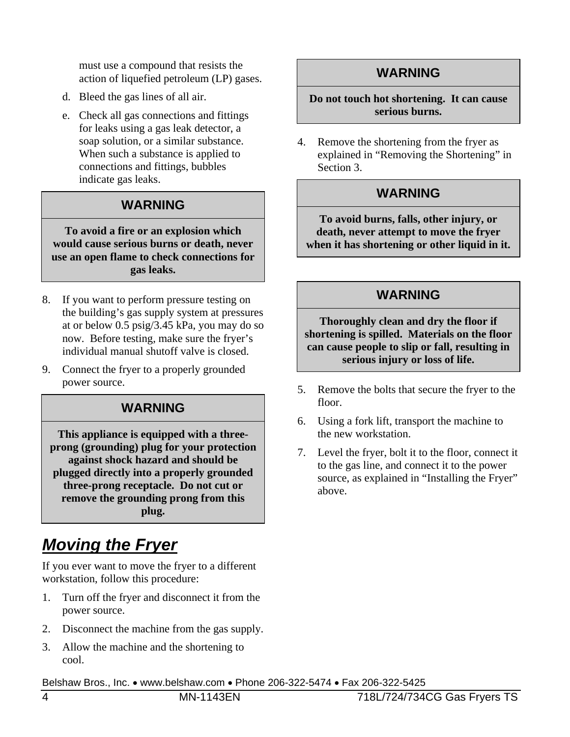must use a compound that resists the action of liquefied petroleum (LP) gases.

d. Bleed the gas lines of all air.

e. Check all gas connections and fittings for leaks using a gas leak detector, a soap solution, or a similar substance. When such a substance is applied to connections and fittings, bubbles indicate gas leaks.

| WARNING |
|---|
| **To avoid a fire or an explosion which would cause serious burns or death, never use an open flame to check connections for gas leaks.** |

8. If you want to perform pressure testing on the building's gas supply system at pressures at or below 0.5 psig/3.45 kPa, you may do so now. Before testing, make sure the fryer's individual manual shutoff valve is closed.

9. Connect the fryer to a properly grounded power source.

| WARNING |
|---|
| **This appliance is equipped with a three-prong (grounding) plug for your protection against shock hazard and should be plugged directly into a properly grounded three-prong receptacle. Do not cut or remove the grounding prong from this plug.** |

## ***Moving the Fryer***

If you ever want to move the fryer to a different workstation, follow this procedure:

1. Turn off the fryer and disconnect it from the power source.
2. Disconnect the machine from the gas supply.
3. Allow the machine and the shortening to cool.

| WARNING |
|---|
| **Do not touch hot shortening. It can cause serious burns.** |

4. Remove the shortening from the fryer as explained in "Removing the Shortening" in Section 3.

| WARNING |
|---|
| **To avoid burns, falls, other injury, or death, never attempt to move the fryer when it has shortening or other liquid in it.** |

| WARNING |
|---|
| **Thoroughly clean and dry the floor if shortening is spilled. Materials on the floor can cause people to slip or fall, resulting in serious injury or loss of life.** |

5. Remove the bolts that secure the fryer to the floor.
6. Using a fork lift, transport the machine to the new workstation.
7. Level the fryer, bolt it to the floor, connect it to the gas line, and connect it to the power source, as explained in "Installing the Fryer" above.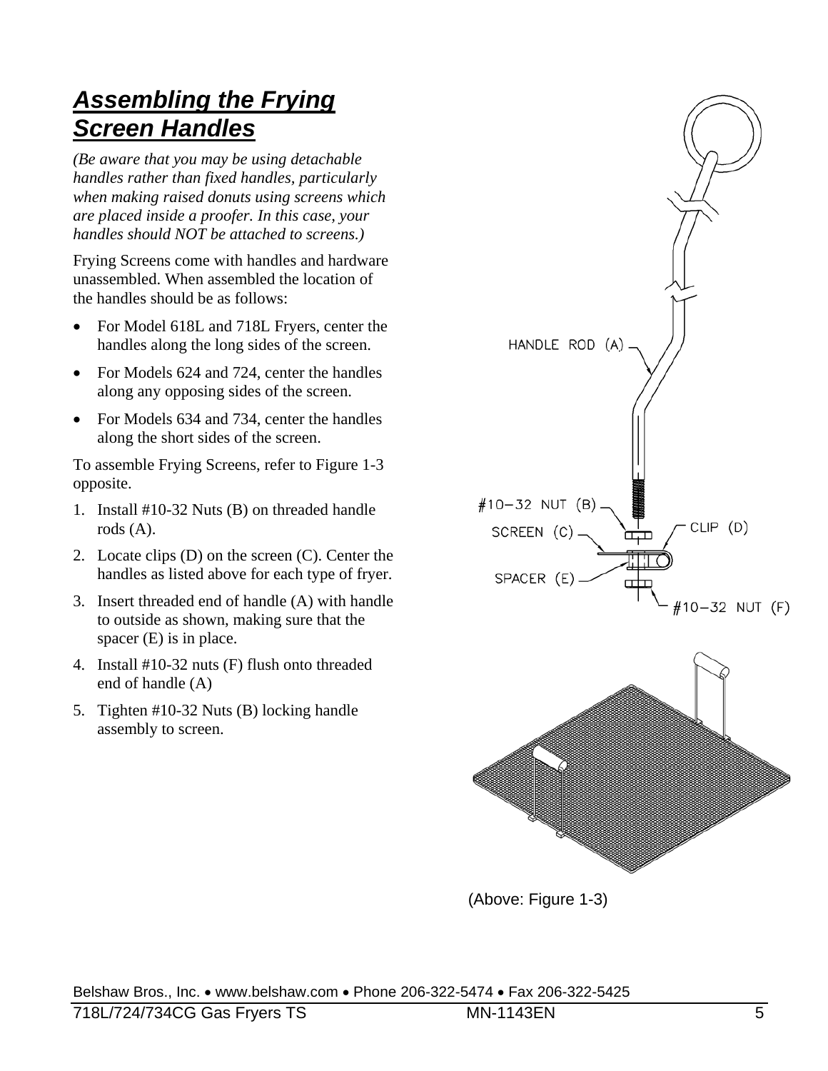# *Assembling the Frying Screen Handles*

*(Be aware that you may be using detachable handles rather than fixed handles, particularly when making raised donuts using screens which are placed inside a proofer. In this case, your handles should NOT be attached to screens.)*

Frying Screens come with handles and hardware unassembled. When assembled the location of the handles should be as follows:

- For Model 618L and 718L Fryers, center the handles along the long sides of the screen.
- For Models 624 and 724, center the handles along any opposing sides of the screen.
- For Models 634 and 734, center the handles along the short sides of the screen.

To assemble Frying Screens, refer to Figure 1-3 opposite.

1. Install #10-32 Nuts (B) on threaded handle rods (A).
2. Locate clips (D) on the screen (C). Center the handles as listed above for each type of fryer.
3. Insert threaded end of handle (A) with handle to outside as shown, making sure that the spacer (E) is in place.
4. Install #10-32 nuts (F) flush onto threaded end of handle (A)
5. Tighten #10-32 Nuts (B) locking handle assembly to screen.

HANDLE ROD (A)

#10-32 NUT (B)

SCREEN (C)

CLIP (D)

SPACER (E)

#10-32 NUT (F)

(Above: Figure 1-3)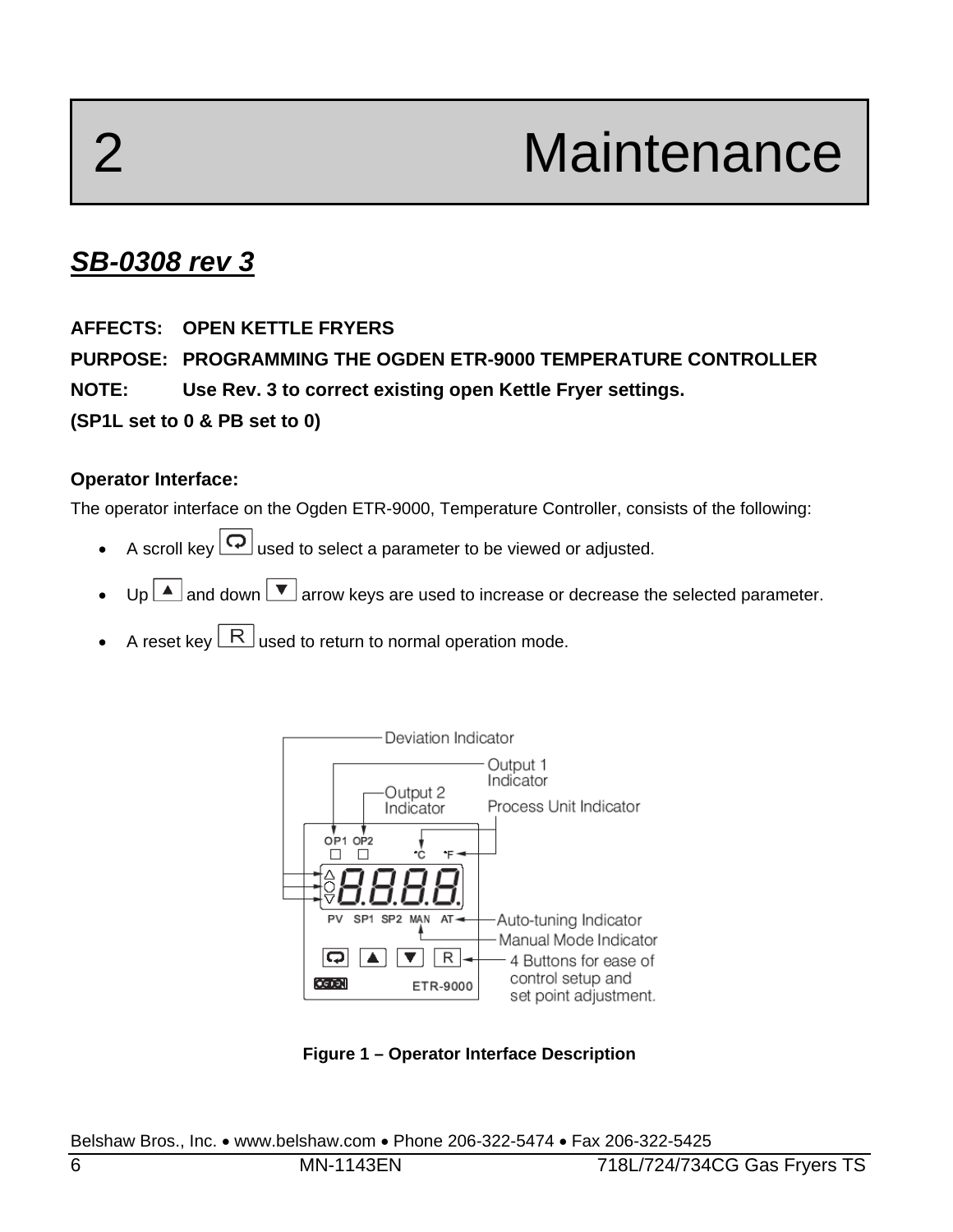# 2 Maintenance

## *SB-0308 rev 3*

**AFFECTS: OPEN KETTLE FRYERS**

**PURPOSE: PROGRAMMING THE OGDEN ETR-9000 TEMPERATURE CONTROLLER**

**NOTE: Use Rev. 3 to correct existing open Kettle Fryer settings.**

**(SP1L set to 0 & PB set to 0)**

**Operator Interface:**

The operator interface on the Ogden ETR-9000, Temperature Controller, consists of the following:

- A scroll key used to select a parameter to be viewed or adjusted.
- Up ▲ and down ▼ arrow keys are used to increase or decrease the selected parameter.
- A reset key R used to return to normal operation mode.

Deviation Indicator
Output 1 Indicator
Output 2 Indicator
Process Unit Indicator
OP1 OP2 °C °F
8.8.8.8.
PV SP1 SP2 MAN AT
Auto-tuning Indicator
Manual Mode Indicator
4 Buttons for ease of control setup and set point adjustment.
OGDEN ETR-9000

**Figure 1 – Operator Interface Description**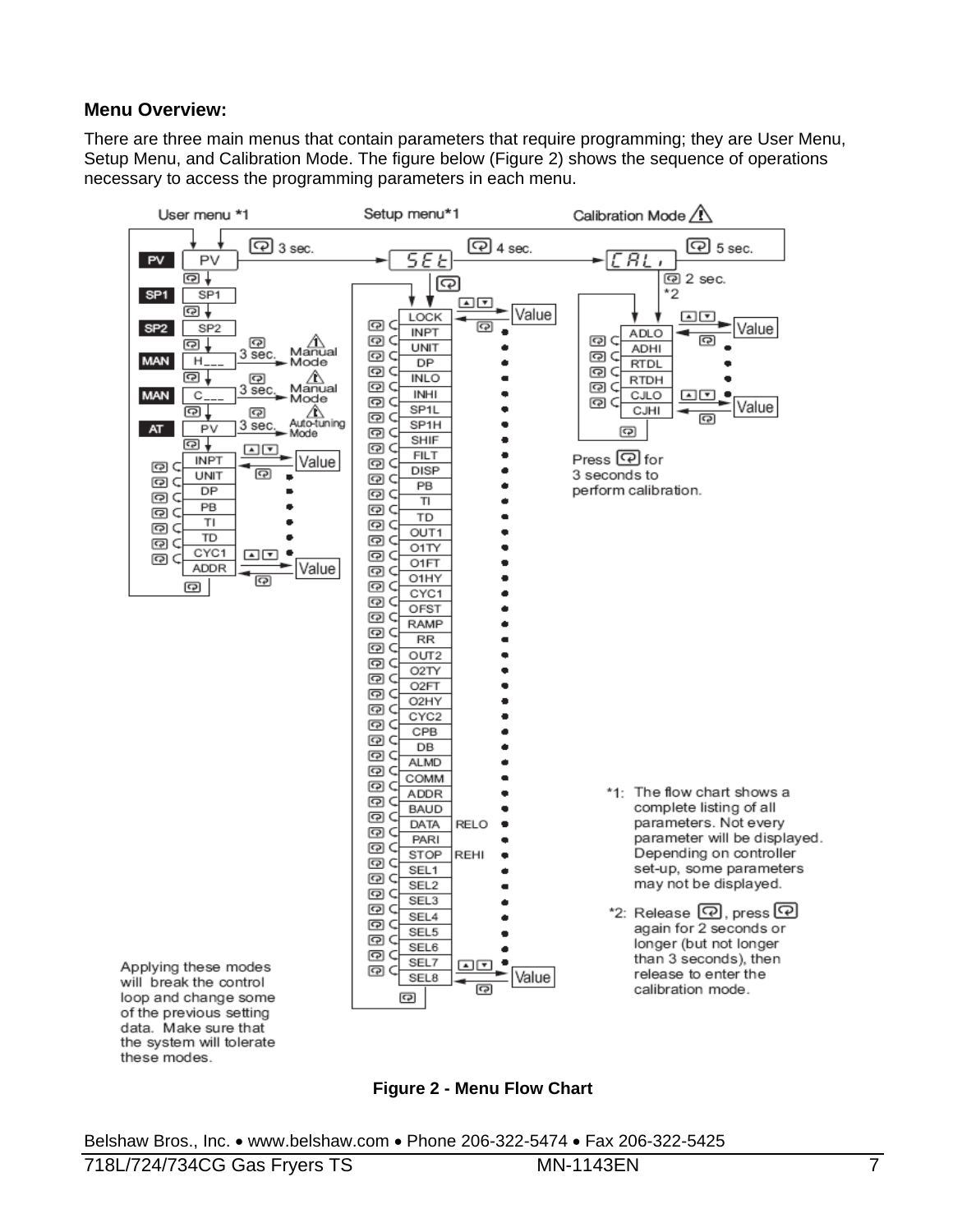### Menu Overview:

There are three main menus that contain parameters that require programming; they are User Menu, Setup Menu, and Calibration Mode. The figure below (Figure 2) shows the sequence of operations necessary to access the programming parameters in each menu.

User menu *1

PV — PV (3 sec. → Setup menu)
SP1 — SP1
SP2 — SP2
MAN — H___ (3 sec. → Manual Mode)
MAN — C___ (3 sec. → Manual Mode)
AT — PV (3 sec. → Auto-tuning Mode)

INPT, UNIT, DP, PB, TI, TD, CYC1, ADDR → Value

Setup menu*1

SEt (4 sec. → Calibration Mode)

LOCK, INPT, UNIT, DP, INLO, INHI, SP1L, SP1H, SHIF, FILT, DISP, PB, TI, TD, OUT1, O1TY, O1FT, O1HY, CYC1, OFST, RAMP, RR, OUT2, O2TY, O2FT, O2HY, CYC2, CPB, DB, ALMD, COMM, ADDR, BAUD, DATA (RELO), PARI, STOP (REHI), SEL1, SEL2, SEL3, SEL4, SEL5, SEL6, SEL7, SEL8 → Value

Calibration Mode

CAL, (5 sec.; 2 sec. *2)

ADLO, ADHI, RTDL, RTDH, CJLO, CJHI → Value

Press [key] for 3 seconds to perform calibration.

Applying these modes will break the control loop and change some of the previous setting data. Make sure that the system will tolerate these modes.

*1: The flow chart shows a complete listing of all parameters. Not every parameter will be displayed. Depending on controller set-up, some parameters may not be displayed.

*2: Release [key], press [key] again for 2 seconds or longer (but not longer than 3 seconds), then release to enter the calibration mode.

**Figure 2 - Menu Flow Chart**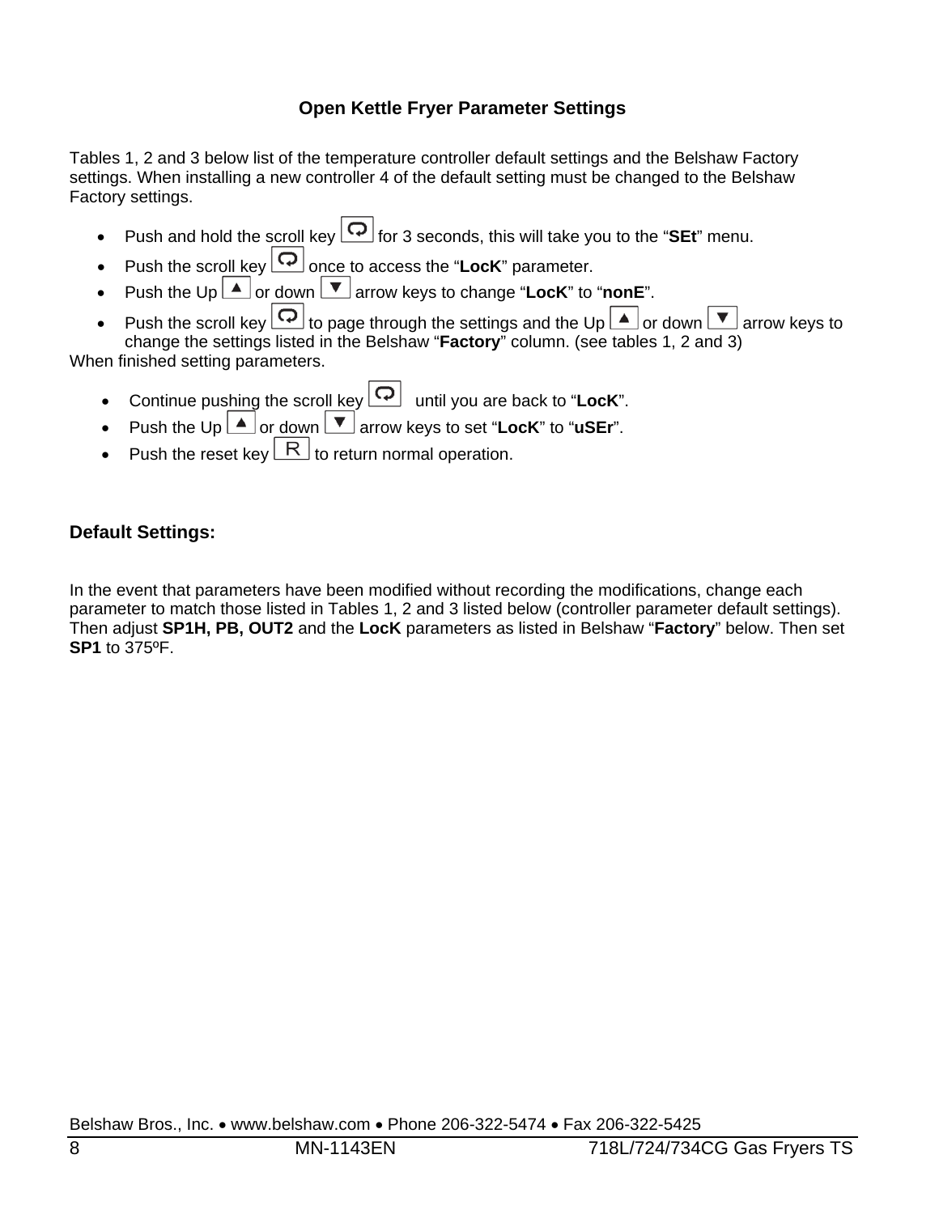## Open Kettle Fryer Parameter Settings

Tables 1, 2 and 3 below list of the temperature controller default settings and the Belshaw Factory settings. When installing a new controller 4 of the default setting must be changed to the Belshaw Factory settings.

- Push and hold the scroll key for 3 seconds, this will take you to the "**SEt**" menu.
- Push the scroll key once to access the "**LocK**" parameter.
- Push the Up or down arrow keys to change "**LocK**" to "**nonE**".
- Push the scroll key to page through the settings and the Up or down arrow keys to change the settings listed in the Belshaw "**Factory**" column. (see tables 1, 2 and 3)

When finished setting parameters.

- Continue pushing the scroll key until you are back to "**LocK**".
- Push the Up or down arrow keys to set "**LocK**" to "**uSEr**".
- Push the reset key R to return normal operation.

### Default Settings:

In the event that parameters have been modified without recording the modifications, change each parameter to match those listed in Tables 1, 2 and 3 listed below (controller parameter default settings). Then adjust **SP1H, PB, OUT2** and the **LocK** parameters as listed in Belshaw "**Factory**" below. Then set **SP1** to 375ºF.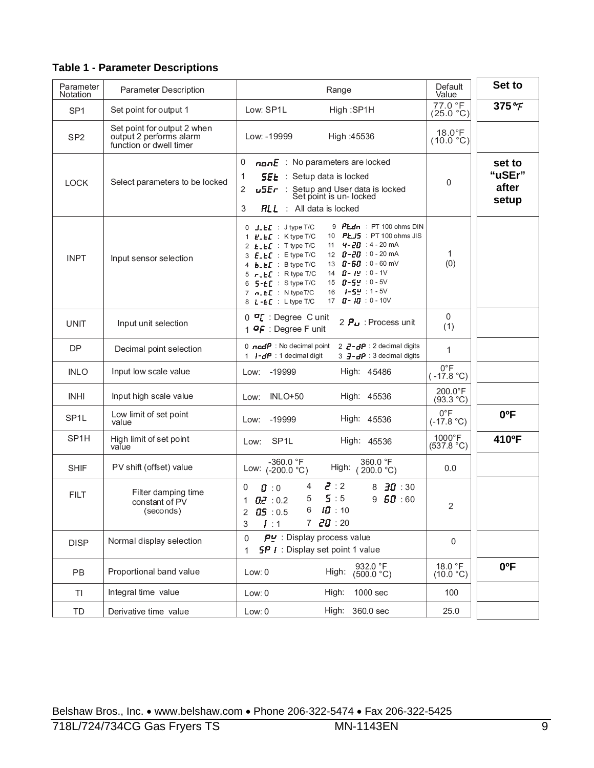**Table 1 - Parameter Descriptions**

| Parameter Notation | Parameter Description | Range | Default Value | Set to |
|---|---|---|---|---|
| SP1 | Set point for output 1 | Low: SP1L High :SP1H | 77.0 °F (25.0 °C) | 375°F |
| SP2 | Set point for output 2 when output 2 performs alarm function or dwell timer | Low: -19999 High :45536 | 18.0°F (10.0 °C) | |
| LOCK | Select parameters to be locked | 0 nonE : No parameters are locked<br>1 SEt : Setup data is locked<br>2 uSEr : Setup and User data is locked Set point is un- locked<br>3 ALL : All data is locked | 0 | set to "uSEr" after setup |
| INPT | Input sensor selection | 0 J_tC : J type T/C<br>1 K_tC : K type T/C<br>2 t_tC : T type T/C<br>3 E_tC : E type T/C<br>4 b_tC : B type T/C<br>5 r_tC : R type T/C<br>6 S_tC : S type T/C<br>7 n_tC : N type T/C<br>8 L_tC : L type T/C<br>9 Ptdn : PT 100 ohms DIN<br>10 PtJS : PT 100 ohms JIS<br>11 4-20 : 4 - 20 mA<br>12 0-20 : 0 - 20 mA<br>13 0-60 : 0 - 60 mV<br>14 0-1V : 0 - 1V<br>15 0-5V : 0 - 5V<br>16 1-5V : 1 - 5V<br>17 0-10 : 0 - 10V | 1 (0) | |
| UNIT | Input unit selection | 0 °C : Degree C unit<br>1 °F : Degree F unit<br>2 Pu : Process unit | 0 (1) | |
| DP | Decimal point selection | 0 nodP : No decimal point<br>1 1-dP : 1 decimal digit<br>2 2-dP : 2 decimal digits<br>3 3-dP : 3 decimal digits | 1 | |
| INLO | Input low scale value | Low: -19999 High: 45486 | 0°F (-17.8 °C) | |
| INHI | Input high scale value | Low: INLO+50 High: 45536 | 200.0°F (93.3 °C) | |
| SP1L | Low limit of set point value | Low: -19999 High: 45536 | 0°F (-17.8 °C) | 0ºF |
| SP1H | High limit of set point value | Low: SP1L High: 45536 | 1000°F (537.8 °C) | 410ºF |
| SHIF | PV shift (offset) value | Low: -360.0 °F (-200.0 °C) High: 360.0 °F (200.0 °C) | 0.0 | |
| FILT | Filter damping time constant of PV (seconds) | 0 0 : 0<br>1 0.2 : 0.2<br>2 0.5 : 0.5<br>3 1 : 1<br>4 2 : 2<br>5 5 : 5<br>6 10 : 10<br>7 20 : 20<br>8 30 : 30<br>9 60 : 60 | 2 | |
| DISP | Normal display selection | 0 PV : Display process value<br>1 SP1 : Display set point 1 value | 0 | |
| PB | Proportional band value | Low: 0 High: 932.0 °F (500.0 °C) | 18.0 °F (10.0 °C) | 0ºF |
| TI | Integral time value | Low: 0 High: 1000 sec | 100 | |
| TD | Derivative time value | Low: 0 High: 360.0 sec | 25.0 | |

Belshaw Bros., Inc. • www.belshaw.com • Phone 206-322-5474 • Fax 206-322-5425

718L/724/734CG Gas Fryers TS MN-1143EN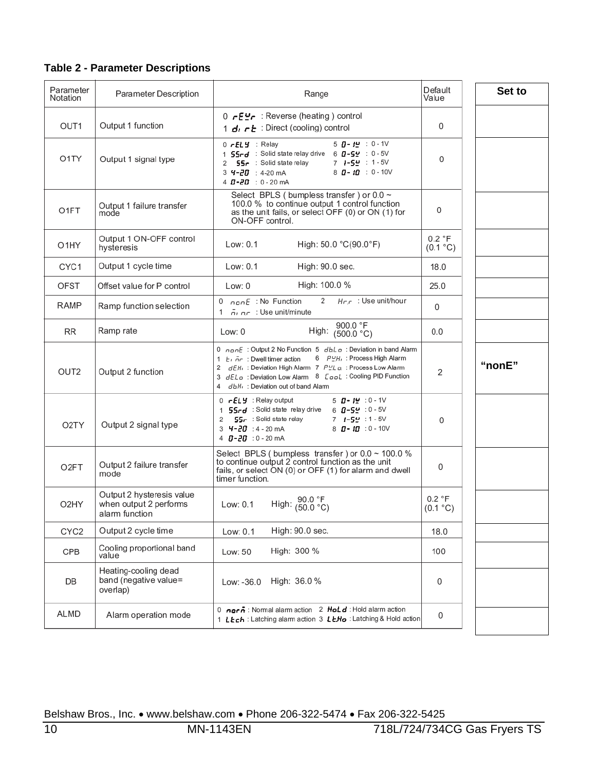**Table 2 - Parameter Descriptions**

| Parameter Notation | Parameter Description | Range | Default Value | Set to |
|---|---|---|---|---|
| OUT1 | Output 1 function | 0 rEVr : Reverse (heating ) control<br>1 dirt : Direct (cooling) control | 0 | |
| O1TY | Output 1 signal type | 0 rELY : Relay<br>1 SSrd : Solid state relay drive<br>2 SSr : Solid state relay<br>3 4-20 : 4-20 mA<br>4 0-20 : 0 - 20 mA<br>5 0-1V : 0 - 1V<br>6 0-5V : 0 - 5V<br>7 1-5V : 1 - 5V<br>8 0-10 : 0 - 10V | 0 | |
| O1FT | Output 1 failure transfer mode | Select BPLS ( bumpless transfer ) or 0.0 ~ 100.0 % to continue output 1 control function as the unit fails, or select OFF (0) or ON (1) for ON-OFF control. | 0 | |
| O1HY | Output 1 ON-OFF control hysteresis | Low: 0.1 High: 50.0 °C(90.0°F) | 0.2 °F (0.1 °C) | |
| CYC1 | Output 1 cycle time | Low: 0.1 High: 90.0 sec. | 18.0 | |
| OFST | Offset value for P control | Low: 0 High: 100.0 % | 25.0 | |
| RAMP | Ramp function selection | 0 nonE : No Function<br>1 MinR : Use unit/minute<br>2 HrR : Use unit/hour | 0 | |
| RR | Ramp rate | Low: 0 High: 900.0 °F (500.0 °C) | 0.0 | |
| OUT2 | Output 2 function | 0 nonE : Output 2 No Function<br>1 tiMr : Dwell timer action<br>2 dEHi : Deviation High Alarm<br>3 dELo : Deviation Low Alarm<br>4 dbHi : Deviation out of band Alarm<br>5 dbLo : Deviation in band Alarm<br>6 PVHi : Process High Alarm<br>7 PVLo : Process Low Alarm<br>8 CooL : Cooling PID Function | 2 | **"nonE"** |
| O2TY | Output 2 signal type | 0 rELY : Relay output<br>1 SSrd : Solid state relay drive<br>2 SSr : Solid state relay<br>3 4-20 : 4 - 20 mA<br>4 0-20 : 0 - 20 mA<br>5 0-1V : 0 - 1V<br>6 0-5V : 0 - 5V<br>7 1-5V : 1 - 5V<br>8 0-10 : 0 - 10V | 0 | |
| O2FT | Output 2 failure transfer mode | Select BPLS ( bumpless transfer ) or 0.0 ~ 100.0 % to continue output 2 control function as the unit fails, or select ON (0) or OFF (1) for alarm and dwell timer function. | 0 | |
| O2HY | Output 2 hysteresis value when output 2 performs alarm function | Low: 0.1 High: 90.0 °F (50.0 °C) | 0.2 °F (0.1 °C) | |
| CYC2 | Output 2 cycle time | Low: 0.1 High: 90.0 sec. | 18.0 | |
| CPB | Cooling proportional band value | Low: 50 High: 300 % | 100 | |
| DB | Heating-cooling dead band (negative value= overlap) | Low: -36.0 High: 36.0 % | 0 | |
| ALMD | Alarm operation mode | 0 norM : Normal alarm action<br>1 LtcH : Latching alarm action<br>2 HoLd : Hold alarm action<br>3 LtHo : Latching & Hold action | 0 | |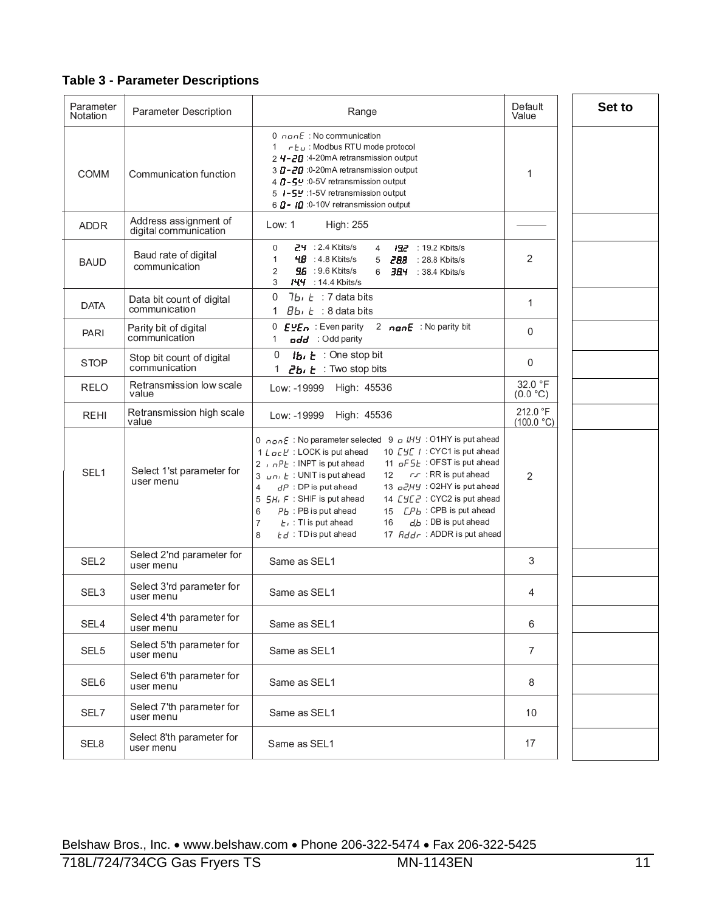**Table 3 - Parameter Descriptions**

| Parameter Notation | Parameter Description | Range | Default Value | Set to |
|---|---|---|---|---|
| COMM | Communication function | 0 nonE : No communication<br>1 rtu : Modbus RTU mode protocol<br>2 4-20 :4-20mA retransmission output<br>3 0-20 :0-20mA retransmission output<br>4 0-5V :0-5V retransmission output<br>5 1-5V :1-5V retransmission output<br>6 0-10 :0-10V retransmission output | 1 | |
| ADDR | Address assignment of digital communication | Low: 1 High: 255 | ——— | |
| BAUD | Baud rate of digital communication | 0 2.4 : 2.4 Kbits/s<br>1 4.8 : 4.8 Kbits/s<br>2 9.6 : 9.6 Kbits/s<br>3 14.4 : 14.4 Kbits/s<br>4 19.2 : 19.2 Kbits/s<br>5 28.8 : 28.8 Kbits/s<br>6 38.4 : 38.4 Kbits/s | 2 | |
| DATA | Data bit count of digital communication | 0 7bit : 7 data bits<br>1 8bit : 8 data bits | 1 | |
| PARI | Parity bit of digital communication | 0 EVEn : Even parity<br>1 odd : Odd parity<br>2 nonE : No parity bit | 0 | |
| STOP | Stop bit count of digital communication | 0 1bit : One stop bit<br>1 2bit : Two stop bits | 0 | |
| RELO | Retransmission low scale value | Low: -19999 High: 45536 | 32.0 °F (0.0 °C) | |
| REHI | Retransmission high scale value | Low: -19999 High: 45536 | 212.0 °F (100.0 °C) | |
| SEL1 | Select 1'st parameter for user menu | 0 nonE : No parameter selected<br>1 LocK : LOCK is put ahead<br>2 inPt : INPT is put ahead<br>3 unit : UNIT is put ahead<br>4 dP : DP is put ahead<br>5 SHiF : SHIF is put ahead<br>6 Pb : PB is put ahead<br>7 ti : TI is put ahead<br>8 td : TD is put ahead<br>9 o1HY : O1HY is put ahead<br>10 CYC1 : CYC1 is put ahead<br>11 oFSt : OFST is put ahead<br>12 r.r : RR is put ahead<br>13 o2HY : O2HY is put ahead<br>14 CYC2 : CYC2 is put ahead<br>15 C.Pb : CPB is put ahead<br>16 d.b : DB is put ahead<br>17 Addr : ADDR is put ahead | 2 | |
| SEL2 | Select 2'nd parameter for user menu | Same as SEL1 | 3 | |
| SEL3 | Select 3'rd parameter for user menu | Same as SEL1 | 4 | |
| SEL4 | Select 4'th parameter for user menu | Same as SEL1 | 6 | |
| SEL5 | Select 5'th parameter for user menu | Same as SEL1 | 7 | |
| SEL6 | Select 6'th parameter for user menu | Same as SEL1 | 8 | |
| SEL7 | Select 7'th parameter for user menu | Same as SEL1 | 10 | |
| SEL8 | Select 8'th parameter for user menu | Same as SEL1 | 17 | |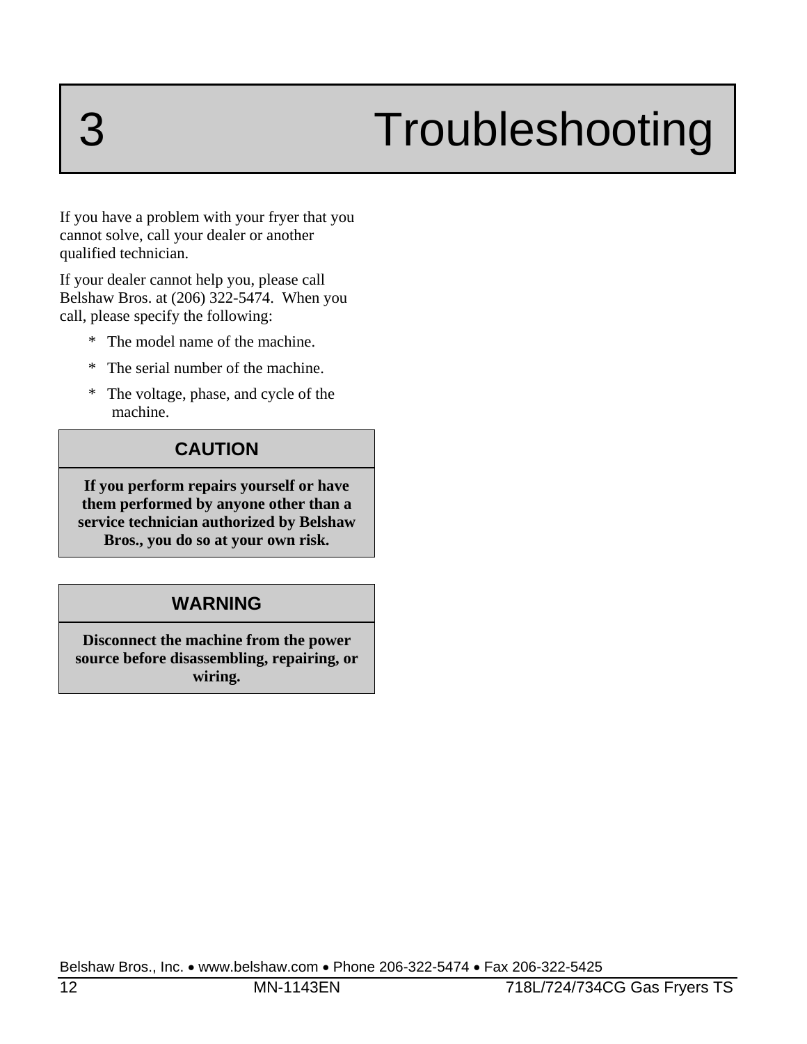# 3 Troubleshooting

If you have a problem with your fryer that you cannot solve, call your dealer or another qualified technician.

If your dealer cannot help you, please call Belshaw Bros. at (206) 322-5474. When you call, please specify the following:

* The model name of the machine.
* The serial number of the machine.
* The voltage, phase, and cycle of the machine.

| CAUTION |
|---|
| **If you perform repairs yourself or have them performed by anyone other than a service technician authorized by Belshaw Bros., you do so at your own risk.** |

| WARNING |
|---|
| **Disconnect the machine from the power source before disassembling, repairing, or wiring.** |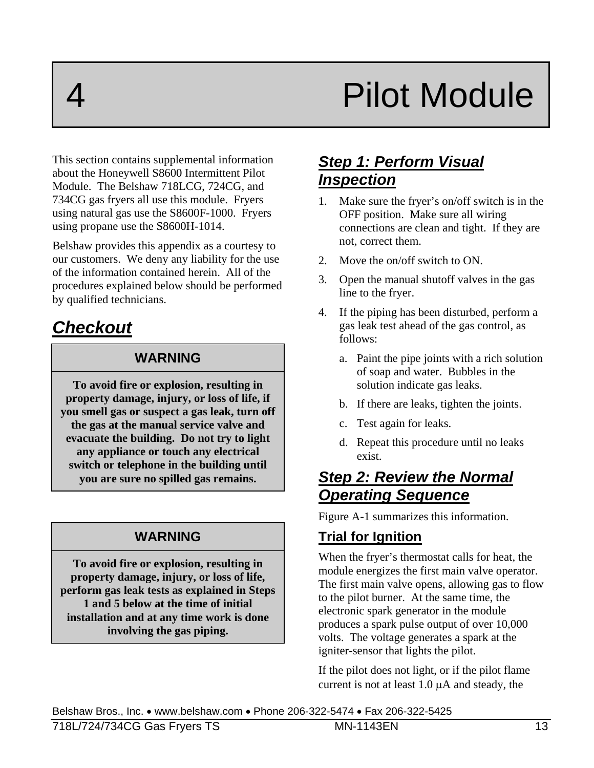# 4 Pilot Module

This section contains supplemental information about the Honeywell S8600 Intermittent Pilot Module. The Belshaw 718LCG, 724CG, and 734CG gas fryers all use this module. Fryers using natural gas use the S8600F-1000. Fryers using propane use the S8600H-1014.

Belshaw provides this appendix as a courtesy to our customers. We deny any liability for the use of the information contained herein. All of the procedures explained below should be performed by qualified technicians.

## Checkout

| WARNING |
|---|
| **To avoid fire or explosion, resulting in property damage, injury, or loss of life, if you smell gas or suspect a gas leak, turn off the gas at the manual service valve and evacuate the building. Do not try to light any appliance or touch any electrical switch or telephone in the building until you are sure no spilled gas remains.** |

| WARNING |
|---|
| **To avoid fire or explosion, resulting in property damage, injury, or loss of life, perform gas leak tests as explained in Steps 1 and 5 below at the time of initial installation and at any time work is done involving the gas piping.** |

### Step 1: Perform Visual Inspection

1. Make sure the fryer's on/off switch is in the OFF position. Make sure all wiring connections are clean and tight. If they are not, correct them.
2. Move the on/off switch to ON.
3. Open the manual shutoff valves in the gas line to the fryer.
4. If the piping has been disturbed, perform a gas leak test ahead of the gas control, as follows:
   a. Paint the pipe joints with a rich solution of soap and water. Bubbles in the solution indicate gas leaks.
   b. If there are leaks, tighten the joints.
   c. Test again for leaks.
   d. Repeat this procedure until no leaks exist.

### Step 2: Review the Normal Operating Sequence

Figure A-1 summarizes this information.

#### Trial for Ignition

When the fryer's thermostat calls for heat, the module energizes the first main valve operator. The first main valve opens, allowing gas to flow to the pilot burner. At the same time, the electronic spark generator in the module produces a spark pulse output of over 10,000 volts. The voltage generates a spark at the igniter-sensor that lights the pilot.

If the pilot does not light, or if the pilot flame current is not at least 1.0 μA and steady, the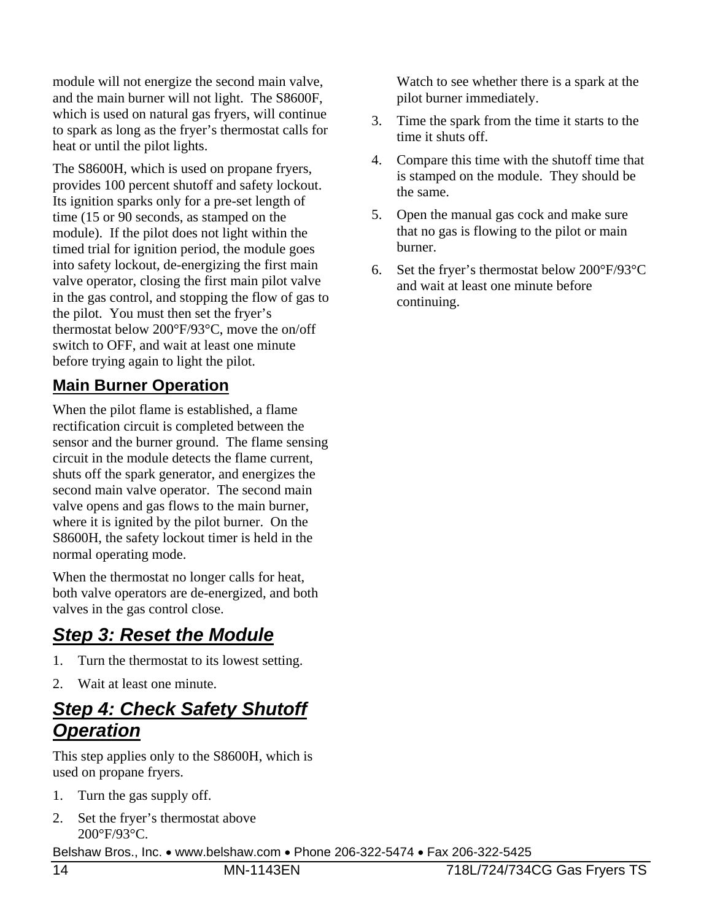module will not energize the second main valve, and the main burner will not light. The S8600F, which is used on natural gas fryers, will continue to spark as long as the fryer's thermostat calls for heat or until the pilot lights.

The S8600H, which is used on propane fryers, provides 100 percent shutoff and safety lockout. Its ignition sparks only for a pre-set length of time (15 or 90 seconds, as stamped on the module). If the pilot does not light within the timed trial for ignition period, the module goes into safety lockout, de-energizing the first main valve operator, closing the first main pilot valve in the gas control, and stopping the flow of gas to the pilot. You must then set the fryer's thermostat below 200°F/93°C, move the on/off switch to OFF, and wait at least one minute before trying again to light the pilot.

### Main Burner Operation

When the pilot flame is established, a flame rectification circuit is completed between the sensor and the burner ground. The flame sensing circuit in the module detects the flame current, shuts off the spark generator, and energizes the second main valve operator. The second main valve opens and gas flows to the main burner, where it is ignited by the pilot burner. On the S8600H, the safety lockout timer is held in the normal operating mode.

When the thermostat no longer calls for heat, both valve operators are de-energized, and both valves in the gas control close.

## *Step 3: Reset the Module*

1. Turn the thermostat to its lowest setting.
2. Wait at least one minute.

## *Step 4: Check Safety Shutoff Operation*

This step applies only to the S8600H, which is used on propane fryers.

1. Turn the gas supply off.
2. Set the fryer's thermostat above 200°F/93°C.

   Watch to see whether there is a spark at the pilot burner immediately.
3. Time the spark from the time it starts to the time it shuts off.
4. Compare this time with the shutoff time that is stamped on the module. They should be the same.
5. Open the manual gas cock and make sure that no gas is flowing to the pilot or main burner.
6. Set the fryer's thermostat below 200°F/93°C and wait at least one minute before continuing.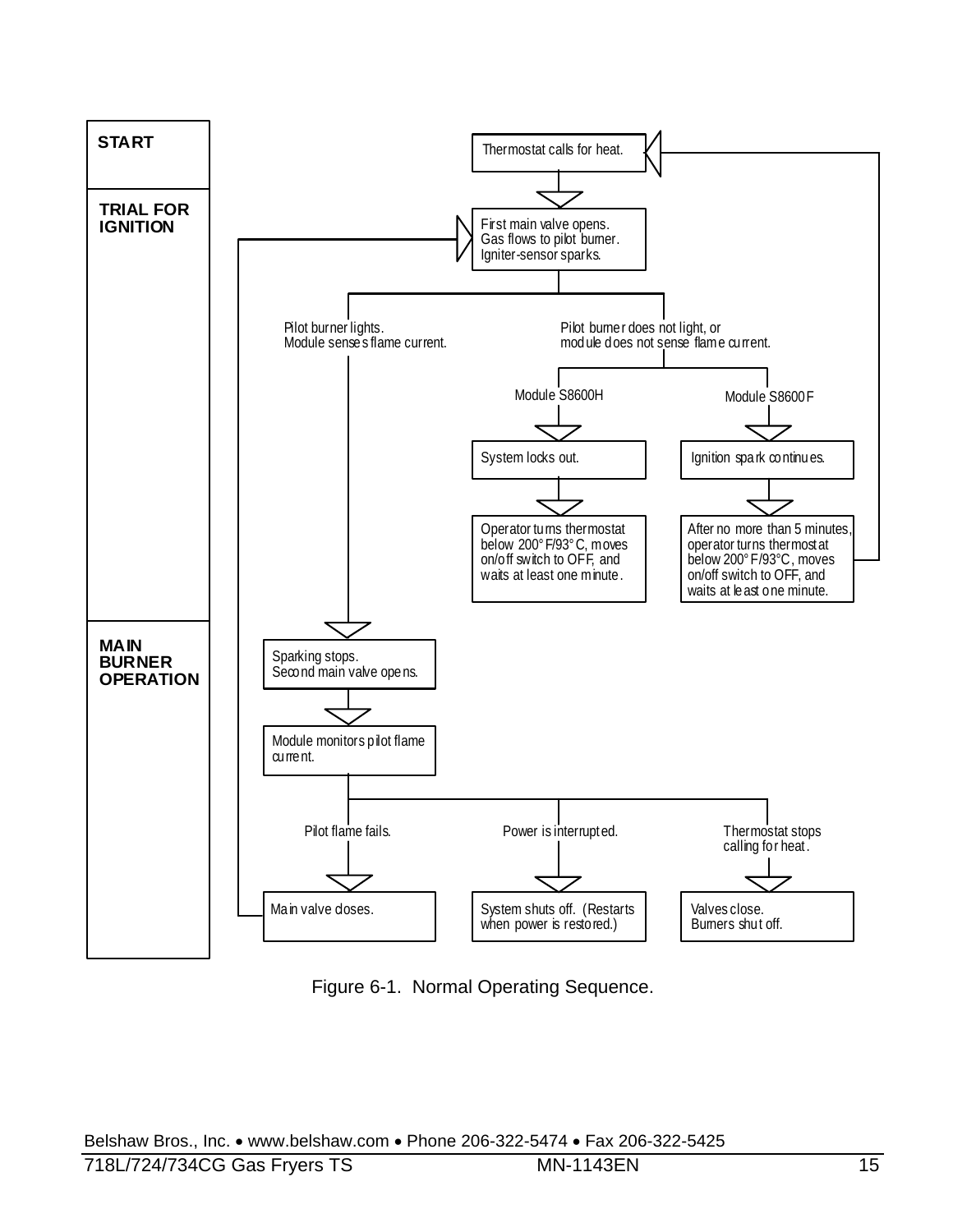**START**

Thermostat calls for heat.

**TRIAL FOR IGNITION**

First main valve opens.
Gas flows to pilot burner.
Igniter-sensor sparks.

Pilot burner lights.
Module senses flame current.

Pilot burner does not light, or
module does not sense flame current.

Module S8600H

System locks out.

Operator turns thermostat below 200°F/93°C, moves on/off switch to OFF, and waits at least one minute.

Module S8600F

Ignition spark continues.

After no more than 5 minutes, operator turns thermostat below 200°F/93°C, moves on/off switch to OFF, and waits at least one minute.

**MAIN BURNER OPERATION**

Sparking stops.
Second main valve opens.

Module monitors pilot flame current.

Pilot flame fails.

Main valve closes.

Power is interrupted.

System shuts off. (Restarts when power is restored.)

Thermostat stops calling for heat.

Valves close.
Burners shut off.

Figure 6-1. Normal Operating Sequence.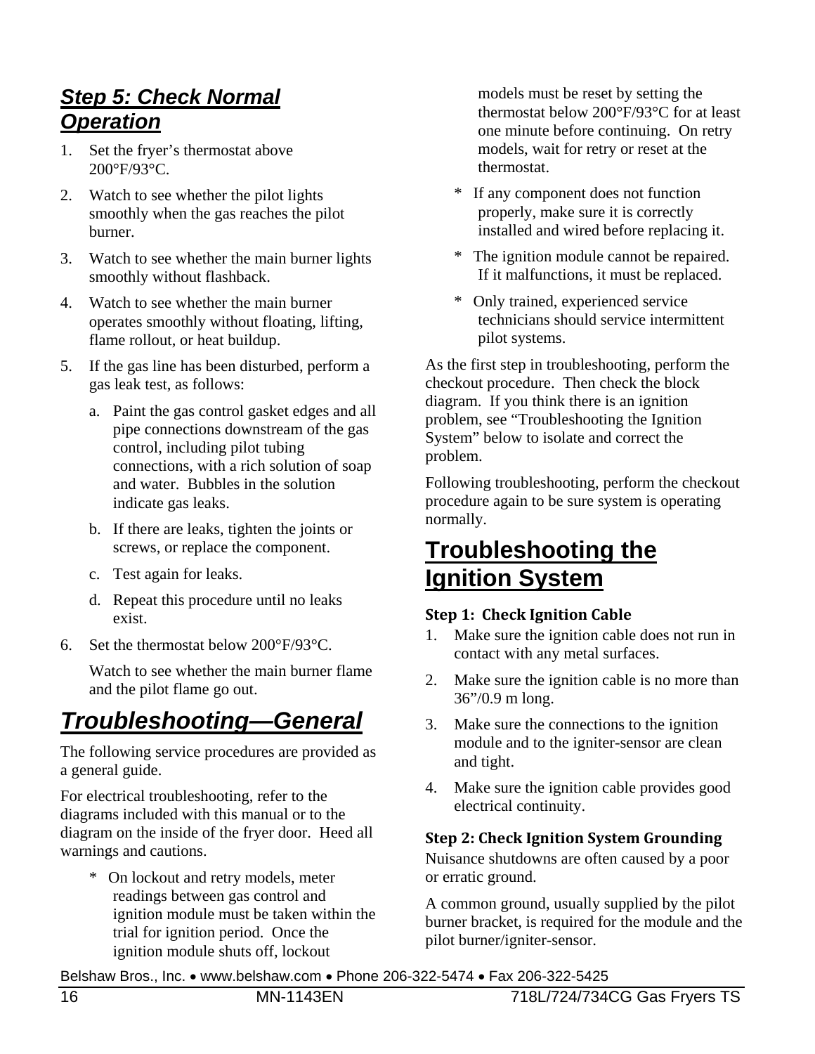## *Step 5: Check Normal Operation*

1. Set the fryer's thermostat above 200°F/93°C.
2. Watch to see whether the pilot lights smoothly when the gas reaches the pilot burner.
3. Watch to see whether the main burner lights smoothly without flashback.
4. Watch to see whether the main burner operates smoothly without floating, lifting, flame rollout, or heat buildup.
5. If the gas line has been disturbed, perform a gas leak test, as follows:
   a. Paint the gas control gasket edges and all pipe connections downstream of the gas control, including pilot tubing connections, with a rich solution of soap and water. Bubbles in the solution indicate gas leaks.
   b. If there are leaks, tighten the joints or screws, or replace the component.
   c. Test again for leaks.
   d. Repeat this procedure until no leaks exist.
6. Set the thermostat below 200°F/93°C.

   Watch to see whether the main burner flame and the pilot flame go out.

# *Troubleshooting—General*

The following service procedures are provided as a general guide.

For electrical troubleshooting, refer to the diagrams included with this manual or to the diagram on the inside of the fryer door. Heed all warnings and cautions.

* On lockout and retry models, meter readings between gas control and ignition module must be taken within the trial for ignition period. Once the ignition module shuts off, lockout models must be reset by setting the thermostat below 200°F/93°C for at least one minute before continuing. On retry models, wait for retry or reset at the thermostat.
* If any component does not function properly, make sure it is correctly installed and wired before replacing it.
* The ignition module cannot be repaired. If it malfunctions, it must be replaced.
* Only trained, experienced service technicians should service intermittent pilot systems.

As the first step in troubleshooting, perform the checkout procedure. Then check the block diagram. If you think there is an ignition problem, see "Troubleshooting the Ignition System" below to isolate and correct the problem.

Following troubleshooting, perform the checkout procedure again to be sure system is operating normally.

# Troubleshooting the Ignition System

### Step 1: Check Ignition Cable

1. Make sure the ignition cable does not run in contact with any metal surfaces.
2. Make sure the ignition cable is no more than 36"/0.9 m long.
3. Make sure the connections to the ignition module and to the igniter-sensor are clean and tight.
4. Make sure the ignition cable provides good electrical continuity.

### Step 2: Check Ignition System Grounding

Nuisance shutdowns are often caused by a poor or erratic ground.

A common ground, usually supplied by the pilot burner bracket, is required for the module and the pilot burner/igniter-sensor.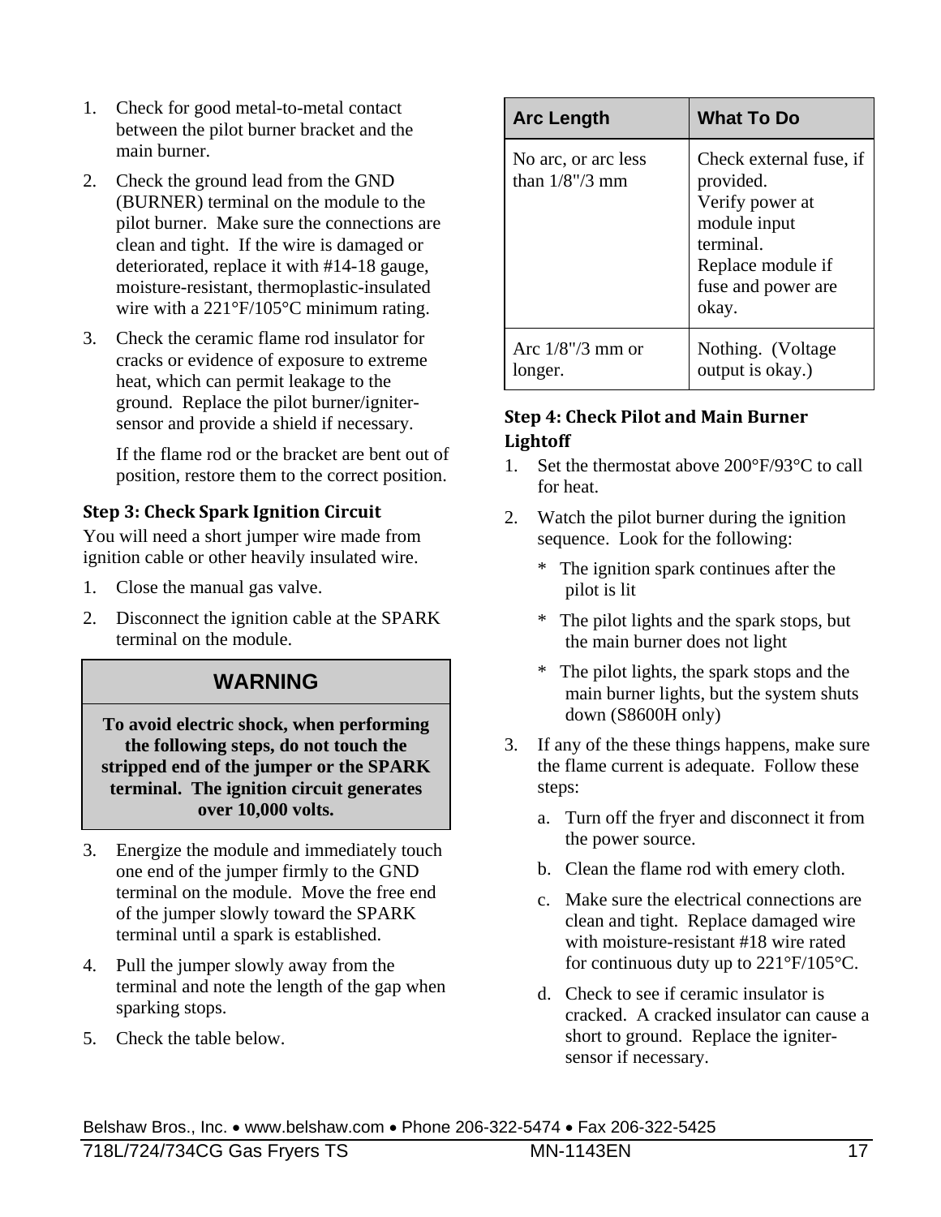1. Check for good metal-to-metal contact between the pilot burner bracket and the main burner.
2. Check the ground lead from the GND (BURNER) terminal on the module to the pilot burner. Make sure the connections are clean and tight. If the wire is damaged or deteriorated, replace it with #14-18 gauge, moisture-resistant, thermoplastic-insulated wire with a 221°F/105°C minimum rating.
3. Check the ceramic flame rod insulator for cracks or evidence of exposure to extreme heat, which can permit leakage to the ground. Replace the pilot burner/igniter-sensor and provide a shield if necessary.

   If the flame rod or the bracket are bent out of position, restore them to the correct position.

### Step 3: Check Spark Ignition Circuit

You will need a short jumper wire made from ignition cable or other heavily insulated wire.

1. Close the manual gas valve.
2. Disconnect the ignition cable at the SPARK terminal on the module.

**WARNING**

**To avoid electric shock, when performing the following steps, do not touch the stripped end of the jumper or the SPARK terminal. The ignition circuit generates over 10,000 volts.**

3. Energize the module and immediately touch one end of the jumper firmly to the GND terminal on the module. Move the free end of the jumper slowly toward the SPARK terminal until a spark is established.
4. Pull the jumper slowly away from the terminal and note the length of the gap when sparking stops.
5. Check the table below.

| Arc Length | What To Do |
|---|---|
| No arc, or arc less than 1/8"/3 mm | Check external fuse, if provided.<br>Verify power at module input terminal.<br>Replace module if fuse and power are okay. |
| Arc 1/8"/3 mm or longer. | Nothing. (Voltage output is okay.) |

### Step 4: Check Pilot and Main Burner Lightoff

1. Set the thermostat above 200°F/93°C to call for heat.
2. Watch the pilot burner during the ignition sequence. Look for the following:
   - The ignition spark continues after the pilot is lit
   - The pilot lights and the spark stops, but the main burner does not light
   - The pilot lights, the spark stops and the main burner lights, but the system shuts down (S8600H only)
3. If any of the these things happens, make sure the flame current is adequate. Follow these steps:
   a. Turn off the fryer and disconnect it from the power source.
   b. Clean the flame rod with emery cloth.
   c. Make sure the electrical connections are clean and tight. Replace damaged wire with moisture-resistant #18 wire rated for continuous duty up to 221°F/105°C.
   d. Check to see if ceramic insulator is cracked. A cracked insulator can cause a short to ground. Replace the igniter-sensor if necessary.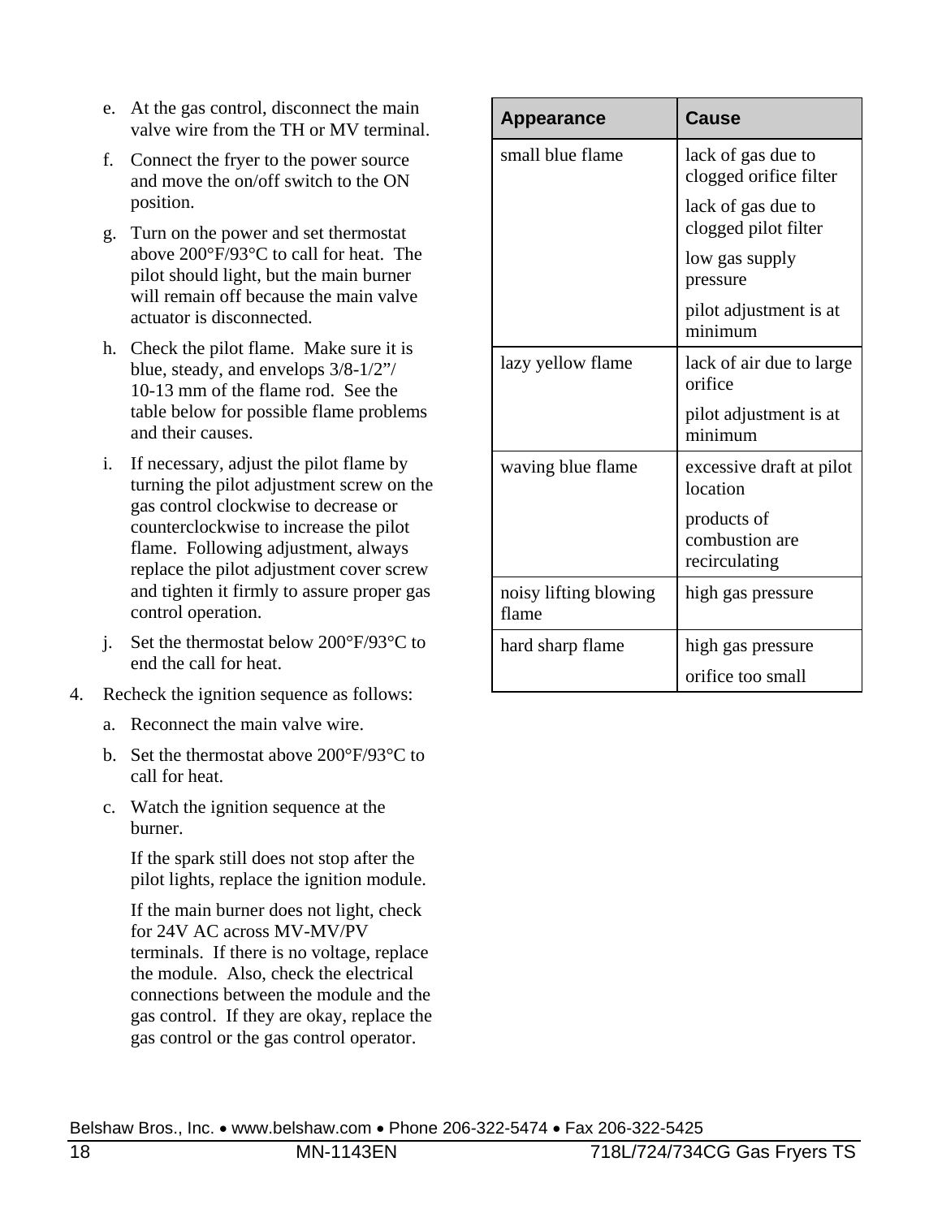e. At the gas control, disconnect the main valve wire from the TH or MV terminal.

f. Connect the fryer to the power source and move the on/off switch to the ON position.

g. Turn on the power and set thermostat above 200°F/93°C to call for heat. The pilot should light, but the main burner will remain off because the main valve actuator is disconnected.

h. Check the pilot flame. Make sure it is blue, steady, and envelops 3/8-1/2"/ 10-13 mm of the flame rod. See the table below for possible flame problems and their causes.

i. If necessary, adjust the pilot flame by turning the pilot adjustment screw on the gas control clockwise to decrease or counterclockwise to increase the pilot flame. Following adjustment, always replace the pilot adjustment cover screw and tighten it firmly to assure proper gas control operation.

j. Set the thermostat below 200°F/93°C to end the call for heat.

4. Recheck the ignition sequence as follows:

   a. Reconnect the main valve wire.

   b. Set the thermostat above 200°F/93°C to call for heat.

   c. Watch the ignition sequence at the burner.

      If the spark still does not stop after the pilot lights, replace the ignition module.

      If the main burner does not light, check for 24V AC across MV-MV/PV terminals. If there is no voltage, replace the module. Also, check the electrical connections between the module and the gas control. If they are okay, replace the gas control or the gas control operator.

| Appearance | Cause |
|---|---|
| small blue flame | lack of gas due to clogged orifice filter |
| | lack of gas due to clogged pilot filter |
| | low gas supply pressure |
| | pilot adjustment is at minimum |
| lazy yellow flame | lack of air due to large orifice |
| | pilot adjustment is at minimum |
| waving blue flame | excessive draft at pilot location |
| | products of combustion are recirculating |
| noisy lifting blowing flame | high gas pressure |
| hard sharp flame | high gas pressure |
| | orifice too small |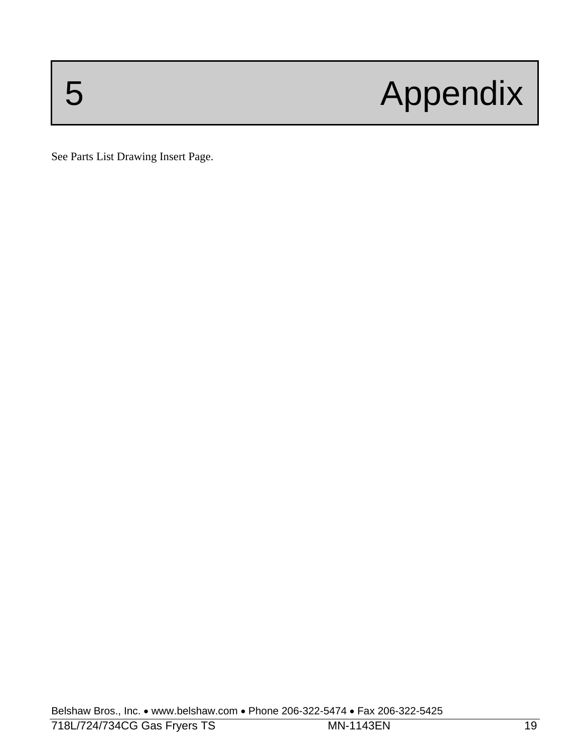# 5 Appendix

See Parts List Drawing Insert Page.